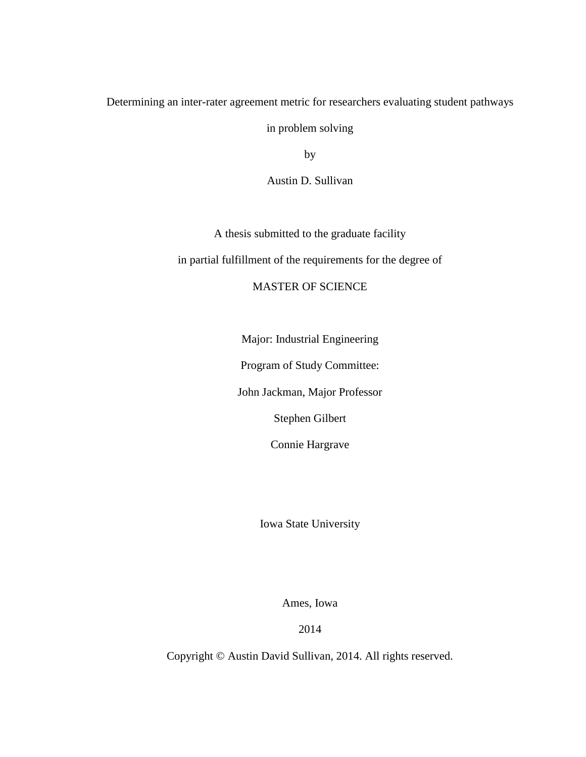Determining an inter-rater agreement metric for researchers evaluating student pathways

in problem solving

by

Austin D. Sullivan

A thesis submitted to the graduate facility

in partial fulfillment of the requirements for the degree of

MASTER OF SCIENCE

Major: Industrial Engineering

Program of Study Committee:

John Jackman, Major Professor

Stephen Gilbert

Connie Hargrave

Iowa State University

Ames, Iowa

2014

Copyright © Austin David Sullivan, 2014. All rights reserved.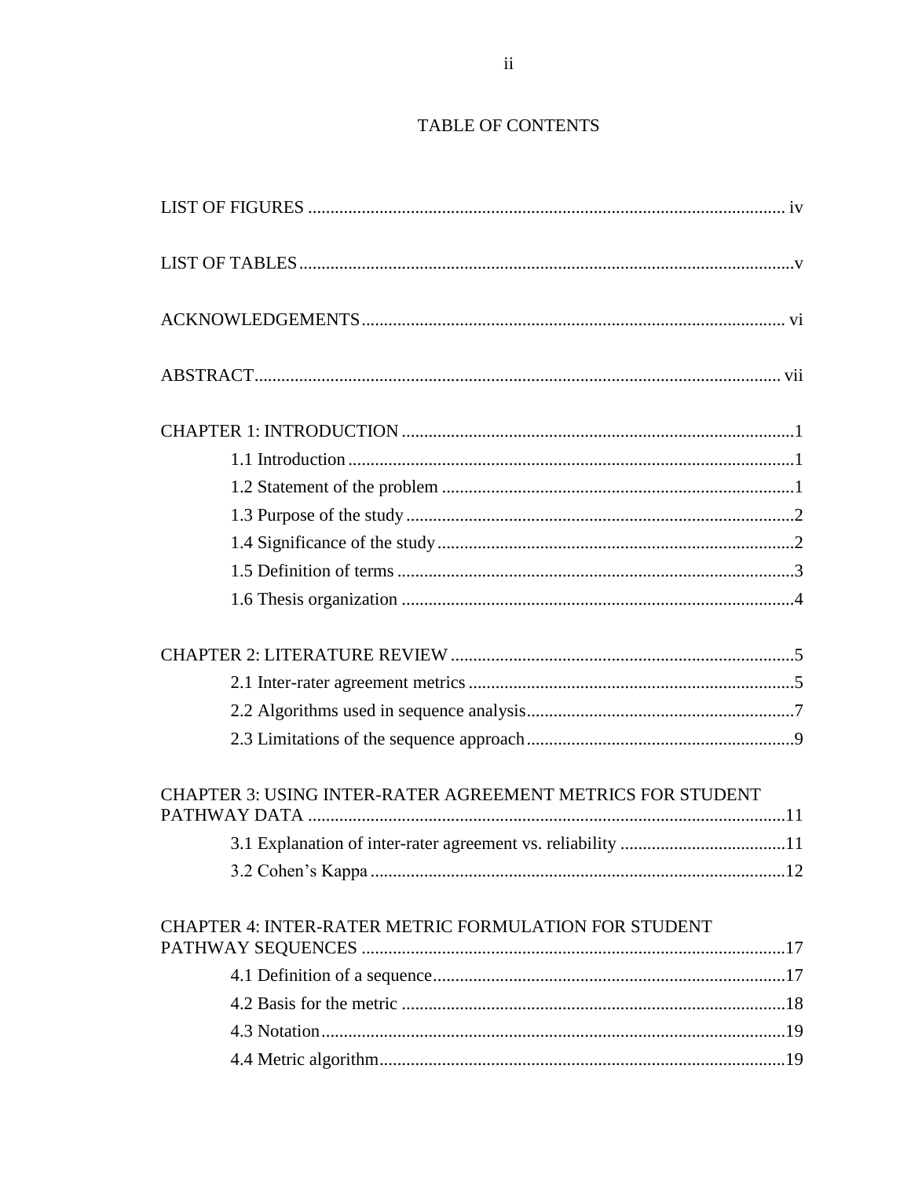# TABLE OF CONTENTS

LIST OF FIGURES .......... iv

LIST OF TABLES .......... v

ACKNOWLEDGEMENTS .......... vi

ABSTRACT .......... vii

CHAPTER 1: INTRODUCTION .......... 1

- 1.1 Introduction .......... 1
- 1.2 Statement of the problem .......... 1
- 1.3 Purpose of the study .......... 2
- 1.4 Significance of the study .......... 2
- 1.5 Definition of terms .......... 3
- 1.6 Thesis organization .......... 4

CHAPTER 2: LITERATURE REVIEW .......... 5

- 2.1 Inter-rater agreement metrics .......... 5
- 2.2 Algorithms used in sequence analysis .......... 7
- 2.3 Limitations of the sequence approach .......... 9

CHAPTER 3: USING INTER-RATER AGREEMENT METRICS FOR STUDENT PATHWAY DATA .......... 11

- 3.1 Explanation of inter-rater agreement vs. reliability .......... 11
- 3.2 Cohen's Kappa .......... 12

CHAPTER 4: INTER-RATER METRIC FORMULATION FOR STUDENT PATHWAY SEQUENCES .......... 17

- 4.1 Definition of a sequence .......... 17
- 4.2 Basis for the metric .......... 18
- 4.3 Notation .......... 19
- 4.4 Metric algorithm .......... 19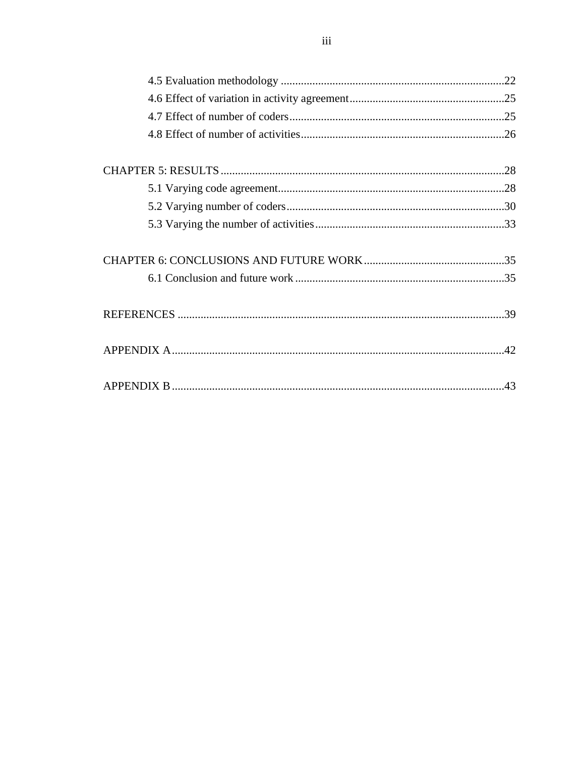4.5 Evaluation methodology ..... 22

4.6 Effect of variation in activity agreement ..... 25

4.7 Effect of number of coders ..... 25

4.8 Effect of number of activities ..... 26

CHAPTER 5: RESULTS ..... 28

5.1 Varying code agreement ..... 28

5.2 Varying number of coders ..... 30

5.3 Varying the number of activities ..... 33

CHAPTER 6: CONCLUSIONS AND FUTURE WORK ..... 35

6.1 Conclusion and future work ..... 35

REFERENCES ..... 39

APPENDIX A ..... 42

APPENDIX B ..... 43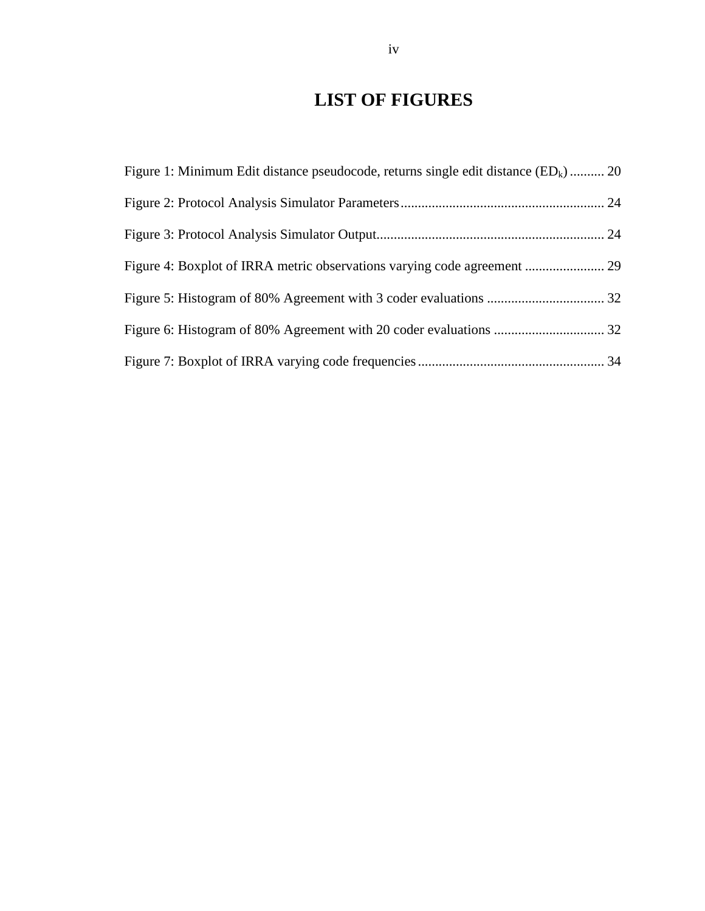# LIST OF FIGURES

Figure 1: Minimum Edit distance pseudocode, returns single edit distance ($ED_k$) .......... 20

Figure 2: Protocol Analysis Simulator Parameters .......................................................... 24

Figure 3: Protocol Analysis Simulator Output................................................................. 24

Figure 4: Boxplot of IRRA metric observations varying code agreement ....................... 29

Figure 5: Histogram of 80% Agreement with 3 coder evaluations .................................. 32

Figure 6: Histogram of 80% Agreement with 20 coder evaluations ................................ 32

Figure 7: Boxplot of IRRA varying code frequencies..................................................... 34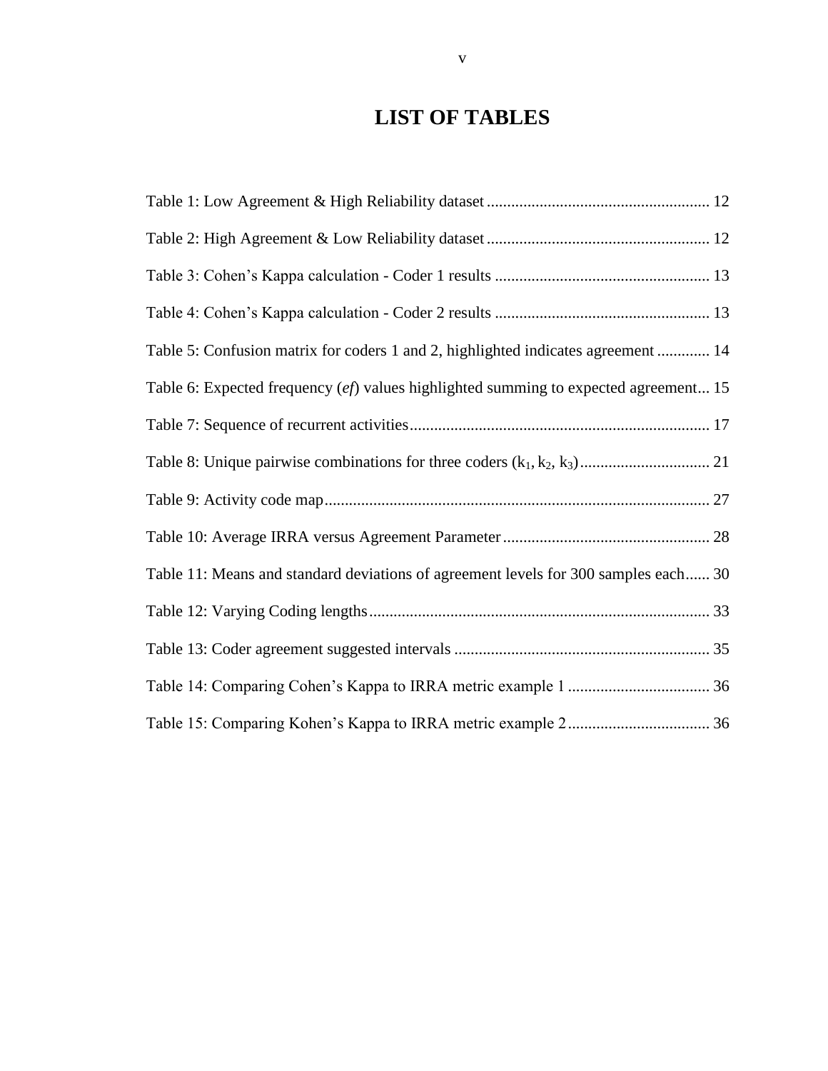# LIST OF TABLES

Table 1: Low Agreement & High Reliability dataset ...................................................... 12

Table 2: High Agreement & Low Reliability dataset ...................................................... 12

Table 3: Cohen's Kappa calculation - Coder 1 results .................................................... 13

Table 4: Cohen's Kappa calculation - Coder 2 results .................................................... 13

Table 5: Confusion matrix for coders 1 and 2, highlighted indicates agreement ............. 14

Table 6: Expected frequency (*ef*) values highlighted summing to expected agreement... 15

Table 7: Sequence of recurrent activities......................................................................... 17

Table 8: Unique pairwise combinations for three coders ($k_1$, $k_2$, $k_3$)................................ 21

Table 9: Activity code map.............................................................................................. 27

Table 10: Average IRRA versus Agreement Parameter .................................................. 28

Table 11: Means and standard deviations of agreement levels for 300 samples each...... 30

Table 12: Varying Coding lengths................................................................................... 33

Table 13: Coder agreement suggested intervals .............................................................. 35

Table 14: Comparing Cohen's Kappa to IRRA metric example 1 .................................. 36

Table 15: Comparing Kohen's Kappa to IRRA metric example 2 .................................. 36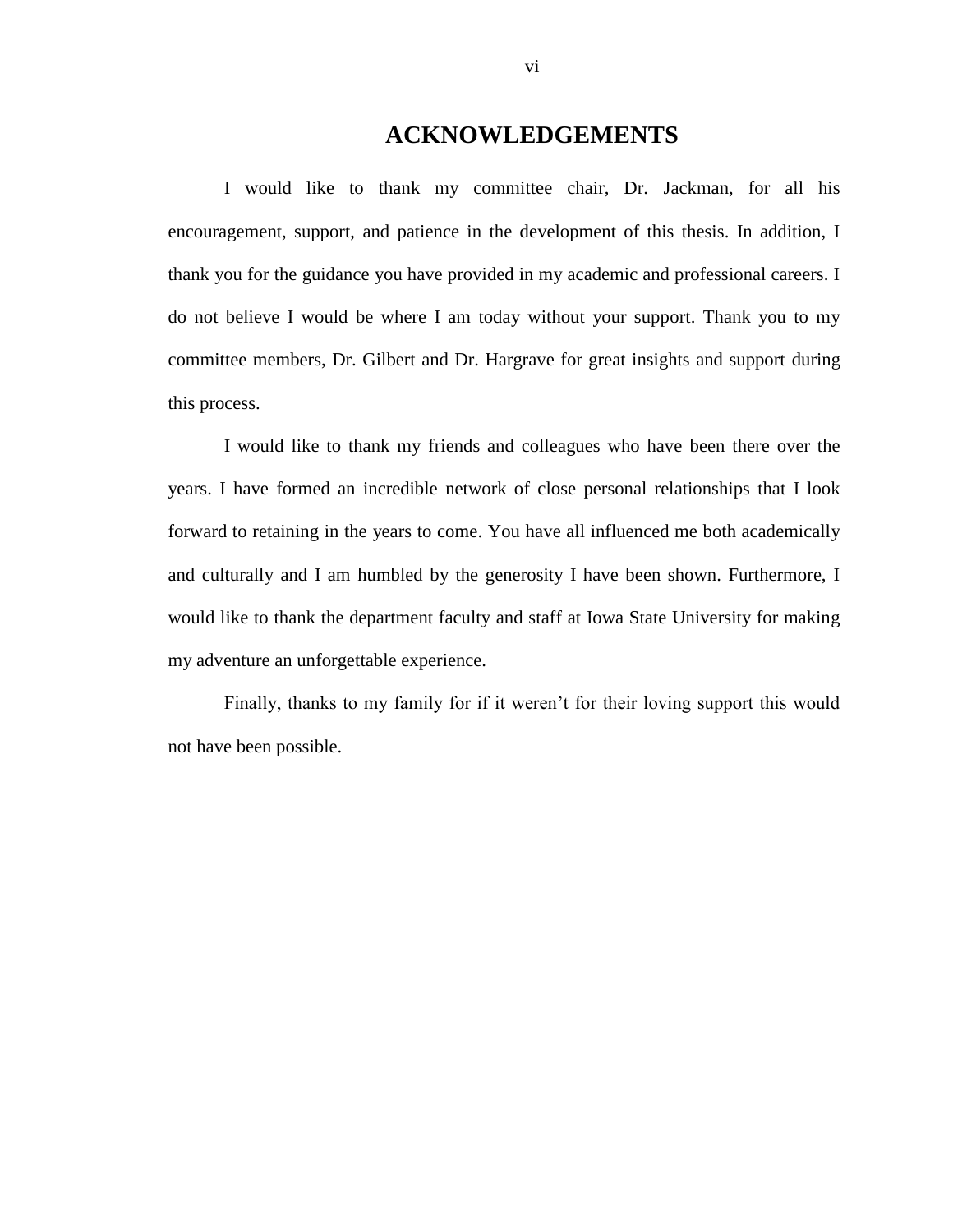# ACKNOWLEDGEMENTS

I would like to thank my committee chair, Dr. Jackman, for all his encouragement, support, and patience in the development of this thesis. In addition, I thank you for the guidance you have provided in my academic and professional careers. I do not believe I would be where I am today without your support. Thank you to my committee members, Dr. Gilbert and Dr. Hargrave for great insights and support during this process.

I would like to thank my friends and colleagues who have been there over the years. I have formed an incredible network of close personal relationships that I look forward to retaining in the years to come. You have all influenced me both academically and culturally and I am humbled by the generosity I have been shown. Furthermore, I would like to thank the department faculty and staff at Iowa State University for making my adventure an unforgettable experience.

Finally, thanks to my family for if it weren't for their loving support this would not have been possible.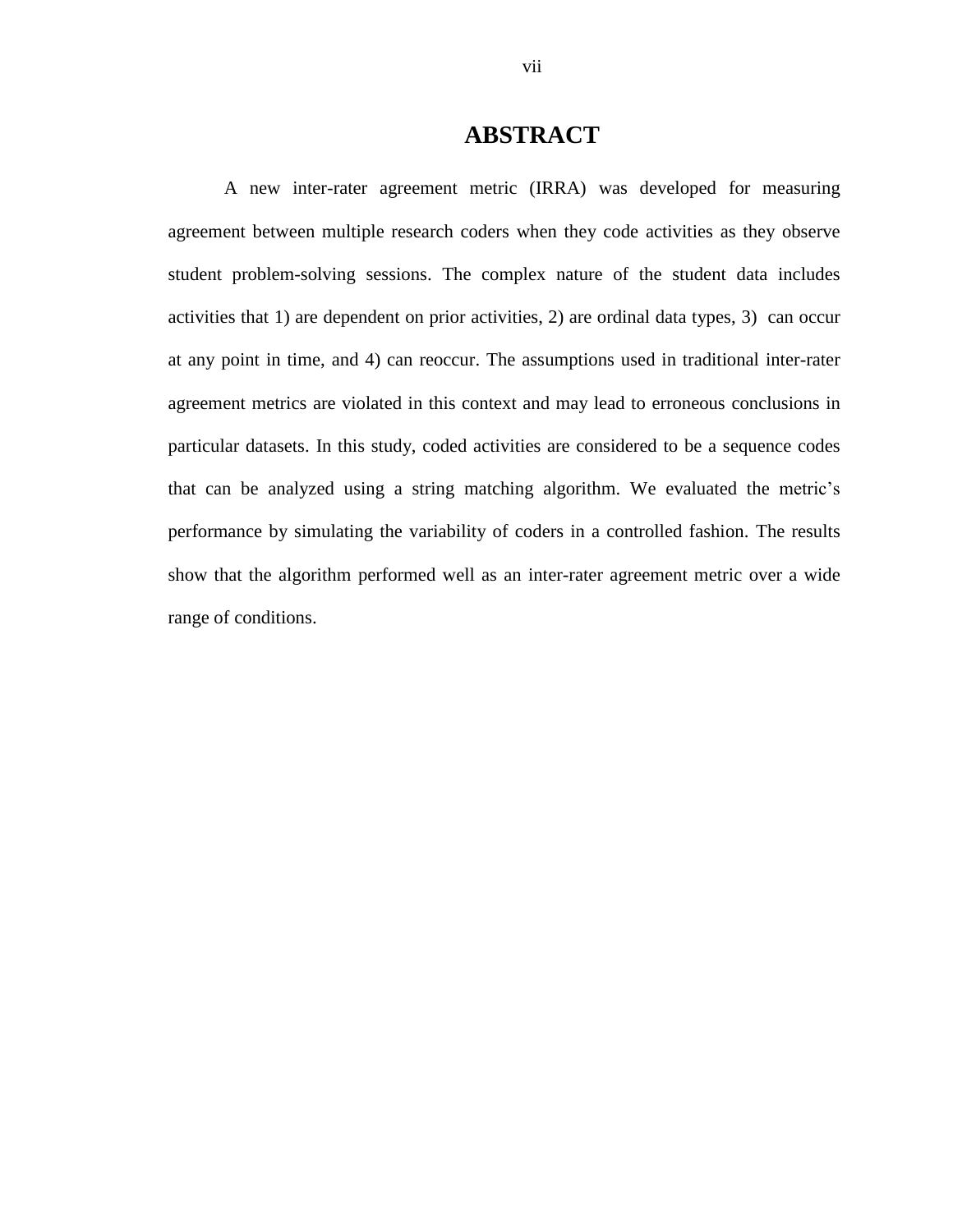# ABSTRACT

A new inter-rater agreement metric (IRRA) was developed for measuring agreement between multiple research coders when they code activities as they observe student problem-solving sessions. The complex nature of the student data includes activities that 1) are dependent on prior activities, 2) are ordinal data types, 3) can occur at any point in time, and 4) can reoccur. The assumptions used in traditional inter-rater agreement metrics are violated in this context and may lead to erroneous conclusions in particular datasets. In this study, coded activities are considered to be a sequence codes that can be analyzed using a string matching algorithm. We evaluated the metric's performance by simulating the variability of coders in a controlled fashion. The results show that the algorithm performed well as an inter-rater agreement metric over a wide range of conditions.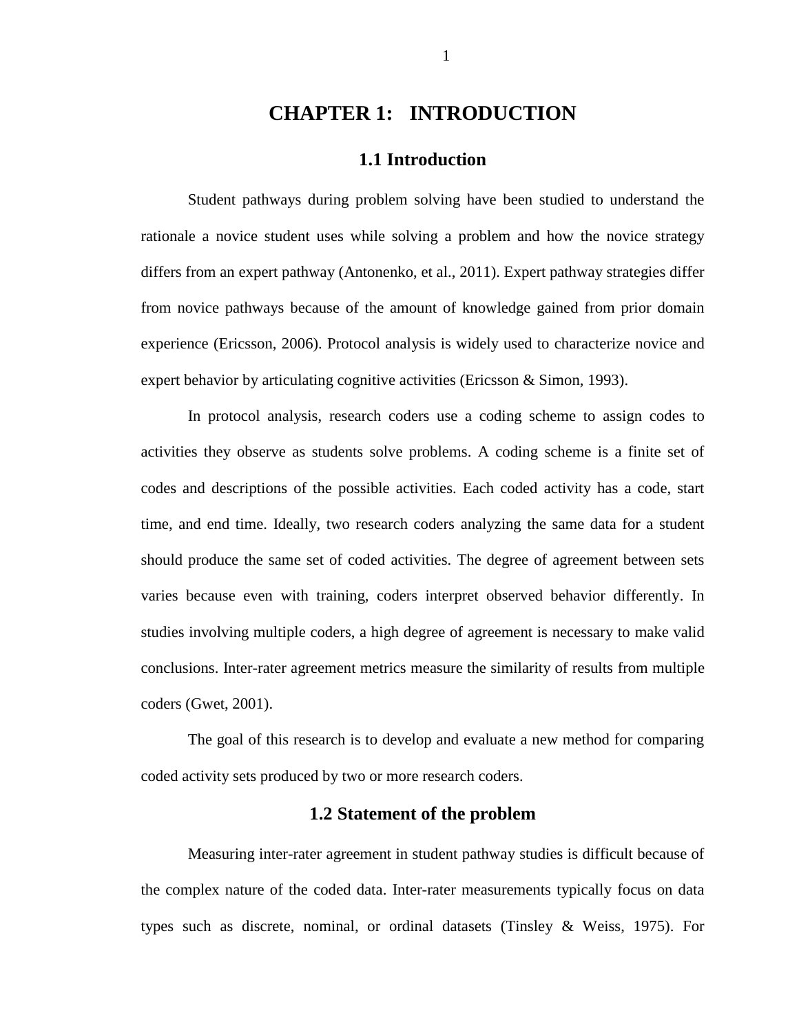# CHAPTER 1: INTRODUCTION

## 1.1 Introduction

Student pathways during problem solving have been studied to understand the rationale a novice student uses while solving a problem and how the novice strategy differs from an expert pathway (Antonenko, et al., 2011). Expert pathway strategies differ from novice pathways because of the amount of knowledge gained from prior domain experience (Ericsson, 2006). Protocol analysis is widely used to characterize novice and expert behavior by articulating cognitive activities (Ericsson & Simon, 1993).

In protocol analysis, research coders use a coding scheme to assign codes to activities they observe as students solve problems. A coding scheme is a finite set of codes and descriptions of the possible activities. Each coded activity has a code, start time, and end time. Ideally, two research coders analyzing the same data for a student should produce the same set of coded activities. The degree of agreement between sets varies because even with training, coders interpret observed behavior differently. In studies involving multiple coders, a high degree of agreement is necessary to make valid conclusions. Inter-rater agreement metrics measure the similarity of results from multiple coders (Gwet, 2001).

The goal of this research is to develop and evaluate a new method for comparing coded activity sets produced by two or more research coders.

## 1.2 Statement of the problem

Measuring inter-rater agreement in student pathway studies is difficult because of the complex nature of the coded data. Inter-rater measurements typically focus on data types such as discrete, nominal, or ordinal datasets (Tinsley & Weiss, 1975). For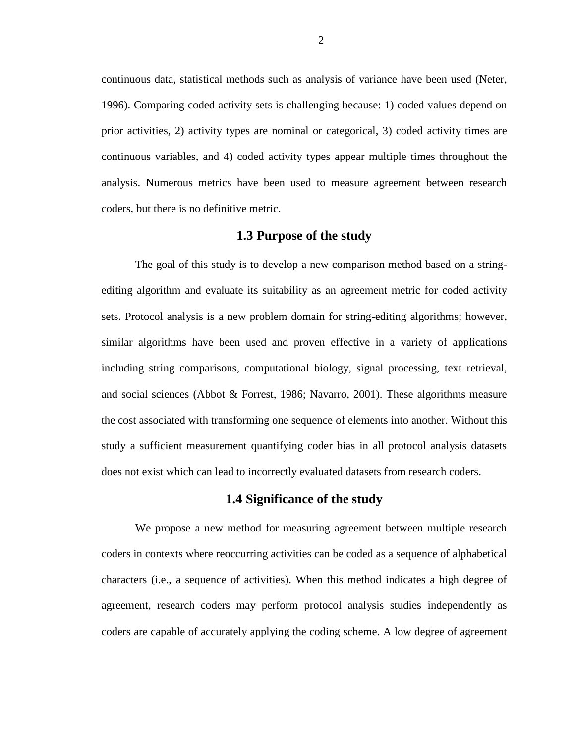continuous data, statistical methods such as analysis of variance have been used (Neter, 1996). Comparing coded activity sets is challenging because: 1) coded values depend on prior activities, 2) activity types are nominal or categorical, 3) coded activity times are continuous variables, and 4) coded activity types appear multiple times throughout the analysis. Numerous metrics have been used to measure agreement between research coders, but there is no definitive metric.

## 1.3 Purpose of the study

The goal of this study is to develop a new comparison method based on a string-editing algorithm and evaluate its suitability as an agreement metric for coded activity sets. Protocol analysis is a new problem domain for string-editing algorithms; however, similar algorithms have been used and proven effective in a variety of applications including string comparisons, computational biology, signal processing, text retrieval, and social sciences (Abbot & Forrest, 1986; Navarro, 2001). These algorithms measure the cost associated with transforming one sequence of elements into another. Without this study a sufficient measurement quantifying coder bias in all protocol analysis datasets does not exist which can lead to incorrectly evaluated datasets from research coders.

## 1.4 Significance of the study

We propose a new method for measuring agreement between multiple research coders in contexts where reoccurring activities can be coded as a sequence of alphabetical characters (i.e., a sequence of activities). When this method indicates a high degree of agreement, research coders may perform protocol analysis studies independently as coders are capable of accurately applying the coding scheme. A low degree of agreement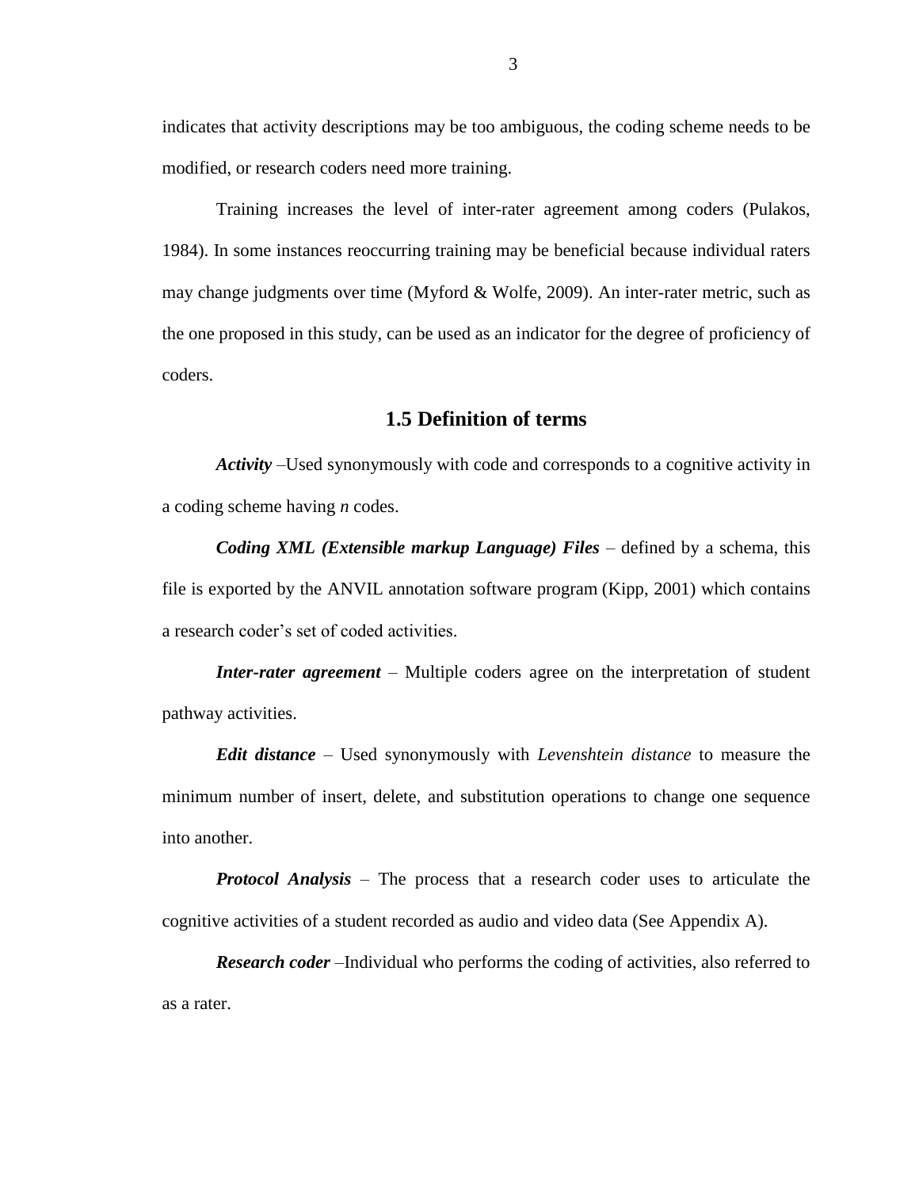indicates that activity descriptions may be too ambiguous, the coding scheme needs to be modified, or research coders need more training.

Training increases the level of inter-rater agreement among coders (Pulakos, 1984). In some instances reoccurring training may be beneficial because individual raters may change judgments over time (Myford & Wolfe, 2009). An inter-rater metric, such as the one proposed in this study, can be used as an indicator for the degree of proficiency of coders.

## 1.5 Definition of terms

***Activity*** –Used synonymously with code and corresponds to a cognitive activity in a coding scheme having *n* codes.

***Coding XML (Extensible markup Language) Files*** – defined by a schema, this file is exported by the ANVIL annotation software program (Kipp, 2001) which contains a research coder's set of coded activities.

***Inter-rater agreement*** – Multiple coders agree on the interpretation of student pathway activities.

***Edit distance*** – Used synonymously with *Levenshtein distance* to measure the minimum number of insert, delete, and substitution operations to change one sequence into another.

***Protocol Analysis*** – The process that a research coder uses to articulate the cognitive activities of a student recorded as audio and video data (See Appendix A).

***Research coder*** –Individual who performs the coding of activities, also referred to as a rater.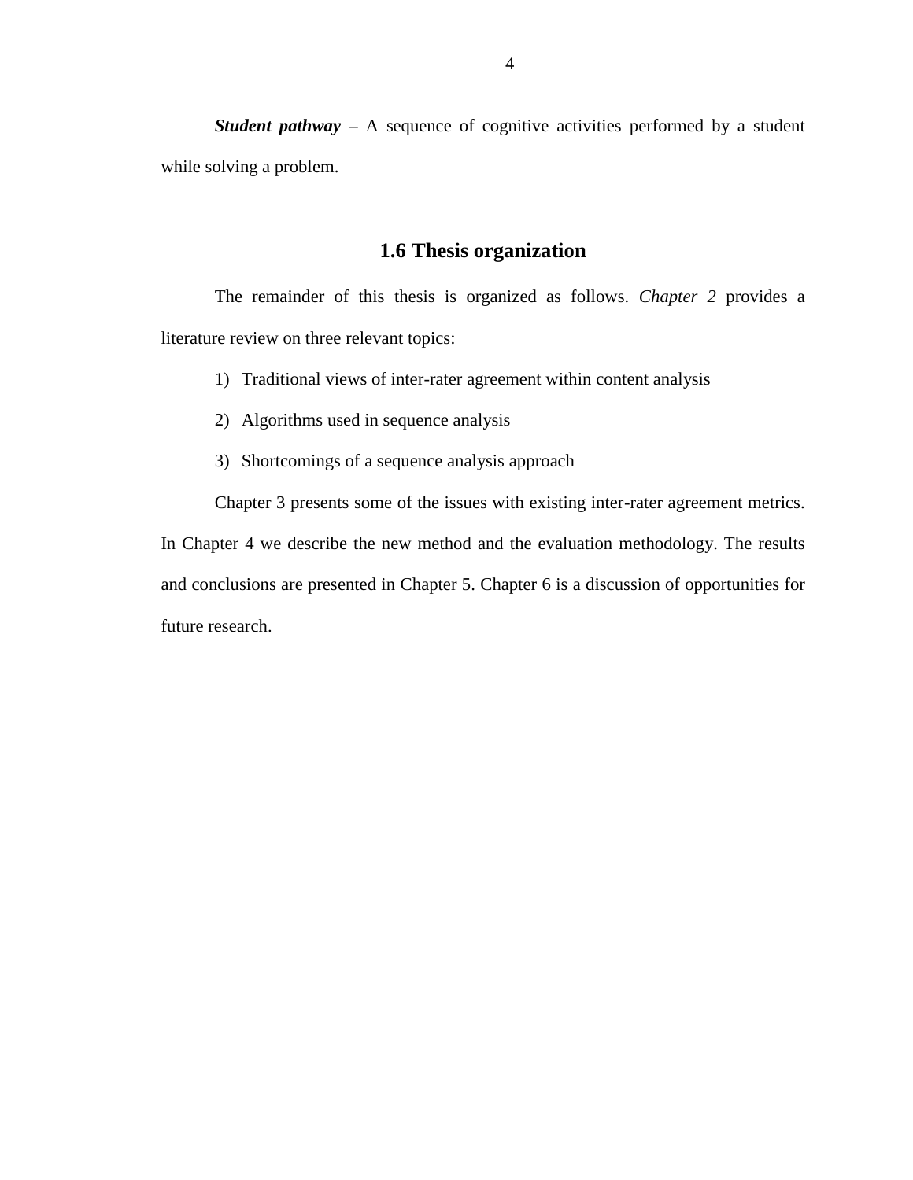***Student pathway*** – A sequence of cognitive activities performed by a student while solving a problem.

## 1.6 Thesis organization

The remainder of this thesis is organized as follows. *Chapter 2* provides a literature review on three relevant topics:

1) Traditional views of inter-rater agreement within content analysis
2) Algorithms used in sequence analysis
3) Shortcomings of a sequence analysis approach

Chapter 3 presents some of the issues with existing inter-rater agreement metrics. In Chapter 4 we describe the new method and the evaluation methodology. The results and conclusions are presented in Chapter 5. Chapter 6 is a discussion of opportunities for future research.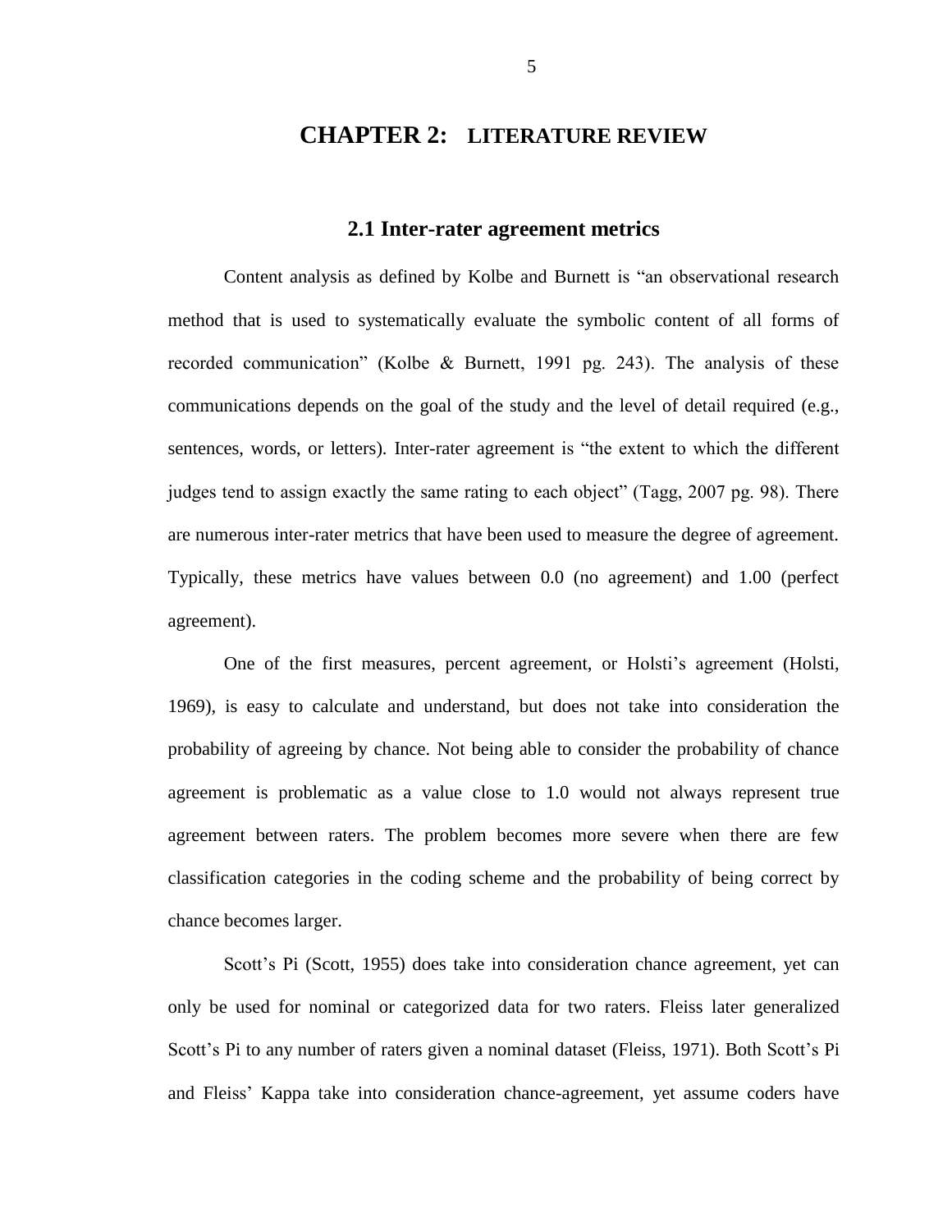# CHAPTER 2: LITERATURE REVIEW

## 2.1 Inter-rater agreement metrics

Content analysis as defined by Kolbe and Burnett is "an observational research method that is used to systematically evaluate the symbolic content of all forms of recorded communication" (Kolbe & Burnett, 1991 pg. 243). The analysis of these communications depends on the goal of the study and the level of detail required (e.g., sentences, words, or letters). Inter-rater agreement is "the extent to which the different judges tend to assign exactly the same rating to each object" (Tagg, 2007 pg. 98). There are numerous inter-rater metrics that have been used to measure the degree of agreement. Typically, these metrics have values between 0.0 (no agreement) and 1.00 (perfect agreement).

One of the first measures, percent agreement, or Holsti's agreement (Holsti, 1969), is easy to calculate and understand, but does not take into consideration the probability of agreeing by chance. Not being able to consider the probability of chance agreement is problematic as a value close to 1.0 would not always represent true agreement between raters. The problem becomes more severe when there are few classification categories in the coding scheme and the probability of being correct by chance becomes larger.

Scott's Pi (Scott, 1955) does take into consideration chance agreement, yet can only be used for nominal or categorized data for two raters. Fleiss later generalized Scott's Pi to any number of raters given a nominal dataset (Fleiss, 1971). Both Scott's Pi and Fleiss' Kappa take into consideration chance-agreement, yet assume coders have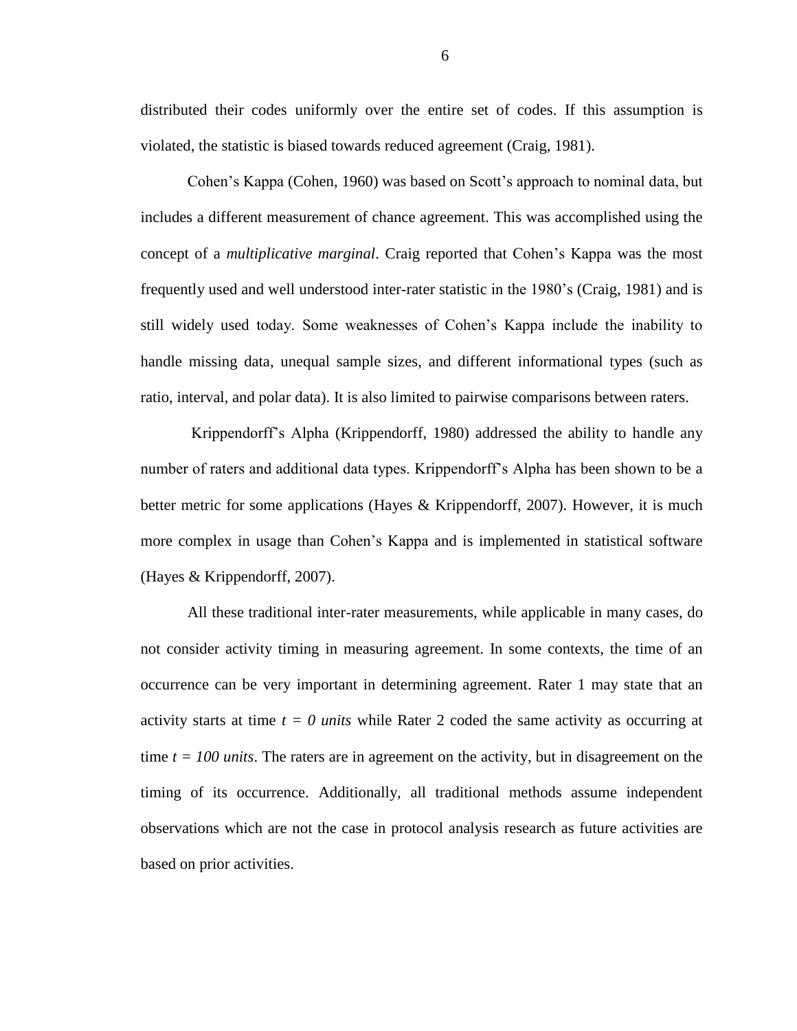distributed their codes uniformly over the entire set of codes. If this assumption is violated, the statistic is biased towards reduced agreement (Craig, 1981).

Cohen's Kappa (Cohen, 1960) was based on Scott's approach to nominal data, but includes a different measurement of chance agreement. This was accomplished using the concept of a *multiplicative marginal*. Craig reported that Cohen's Kappa was the most frequently used and well understood inter-rater statistic in the 1980's (Craig, 1981) and is still widely used today. Some weaknesses of Cohen's Kappa include the inability to handle missing data, unequal sample sizes, and different informational types (such as ratio, interval, and polar data). It is also limited to pairwise comparisons between raters.

Krippendorff's Alpha (Krippendorff, 1980) addressed the ability to handle any number of raters and additional data types. Krippendorff's Alpha has been shown to be a better metric for some applications (Hayes & Krippendorff, 2007). However, it is much more complex in usage than Cohen's Kappa and is implemented in statistical software (Hayes & Krippendorff, 2007).

All these traditional inter-rater measurements, while applicable in many cases, do not consider activity timing in measuring agreement. In some contexts, the time of an occurrence can be very important in determining agreement. Rater 1 may state that an activity starts at time $t = 0$ *units* while Rater 2 coded the same activity as occurring at time $t = 100$ *units*. The raters are in agreement on the activity, but in disagreement on the timing of its occurrence. Additionally, all traditional methods assume independent observations which are not the case in protocol analysis research as future activities are based on prior activities.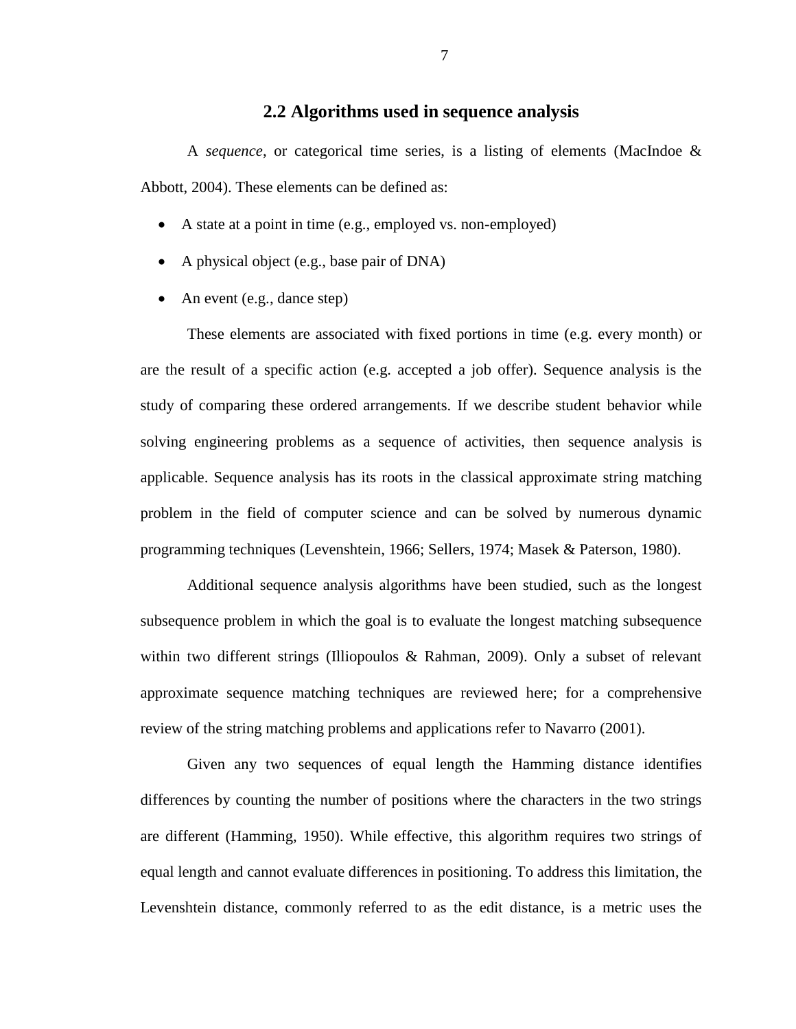## 2.2 Algorithms used in sequence analysis

A *sequence*, or categorical time series, is a listing of elements (MacIndoe & Abbott, 2004). These elements can be defined as:

- A state at a point in time (e.g., employed vs. non-employed)
- A physical object (e.g., base pair of DNA)
- An event (e.g., dance step)

These elements are associated with fixed portions in time (e.g. every month) or are the result of a specific action (e.g. accepted a job offer). Sequence analysis is the study of comparing these ordered arrangements. If we describe student behavior while solving engineering problems as a sequence of activities, then sequence analysis is applicable. Sequence analysis has its roots in the classical approximate string matching problem in the field of computer science and can be solved by numerous dynamic programming techniques (Levenshtein, 1966; Sellers, 1974; Masek & Paterson, 1980).

Additional sequence analysis algorithms have been studied, such as the longest subsequence problem in which the goal is to evaluate the longest matching subsequence within two different strings (Illiopoulos & Rahman, 2009). Only a subset of relevant approximate sequence matching techniques are reviewed here; for a comprehensive review of the string matching problems and applications refer to Navarro (2001).

Given any two sequences of equal length the Hamming distance identifies differences by counting the number of positions where the characters in the two strings are different (Hamming, 1950). While effective, this algorithm requires two strings of equal length and cannot evaluate differences in positioning. To address this limitation, the Levenshtein distance, commonly referred to as the edit distance, is a metric uses the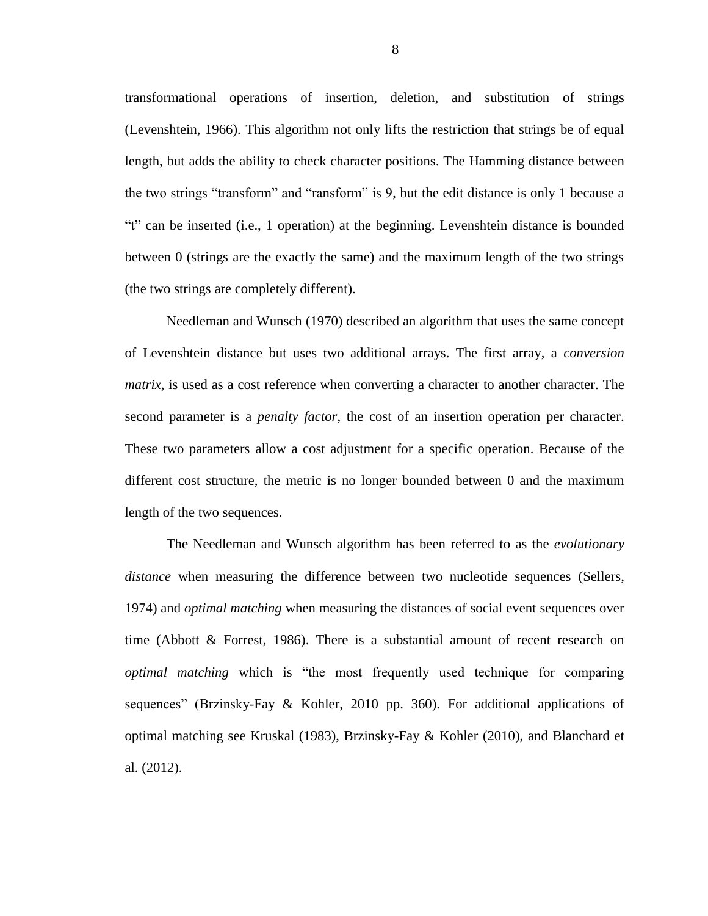transformational operations of insertion, deletion, and substitution of strings (Levenshtein, 1966). This algorithm not only lifts the restriction that strings be of equal length, but adds the ability to check character positions. The Hamming distance between the two strings “transform” and “ransform” is 9, but the edit distance is only 1 because a “t” can be inserted (i.e., 1 operation) at the beginning. Levenshtein distance is bounded between 0 (strings are the exactly the same) and the maximum length of the two strings (the two strings are completely different).

Needleman and Wunsch (1970) described an algorithm that uses the same concept of Levenshtein distance but uses two additional arrays. The first array, a *conversion matrix*, is used as a cost reference when converting a character to another character. The second parameter is a *penalty factor*, the cost of an insertion operation per character. These two parameters allow a cost adjustment for a specific operation. Because of the different cost structure, the metric is no longer bounded between 0 and the maximum length of the two sequences.

The Needleman and Wunsch algorithm has been referred to as the *evolutionary distance* when measuring the difference between two nucleotide sequences (Sellers, 1974) and *optimal matching* when measuring the distances of social event sequences over time (Abbott & Forrest, 1986). There is a substantial amount of recent research on *optimal matching* which is “the most frequently used technique for comparing sequences” (Brzinsky-Fay & Kohler, 2010 pp. 360). For additional applications of optimal matching see Kruskal (1983), Brzinsky-Fay & Kohler (2010), and Blanchard et al. (2012).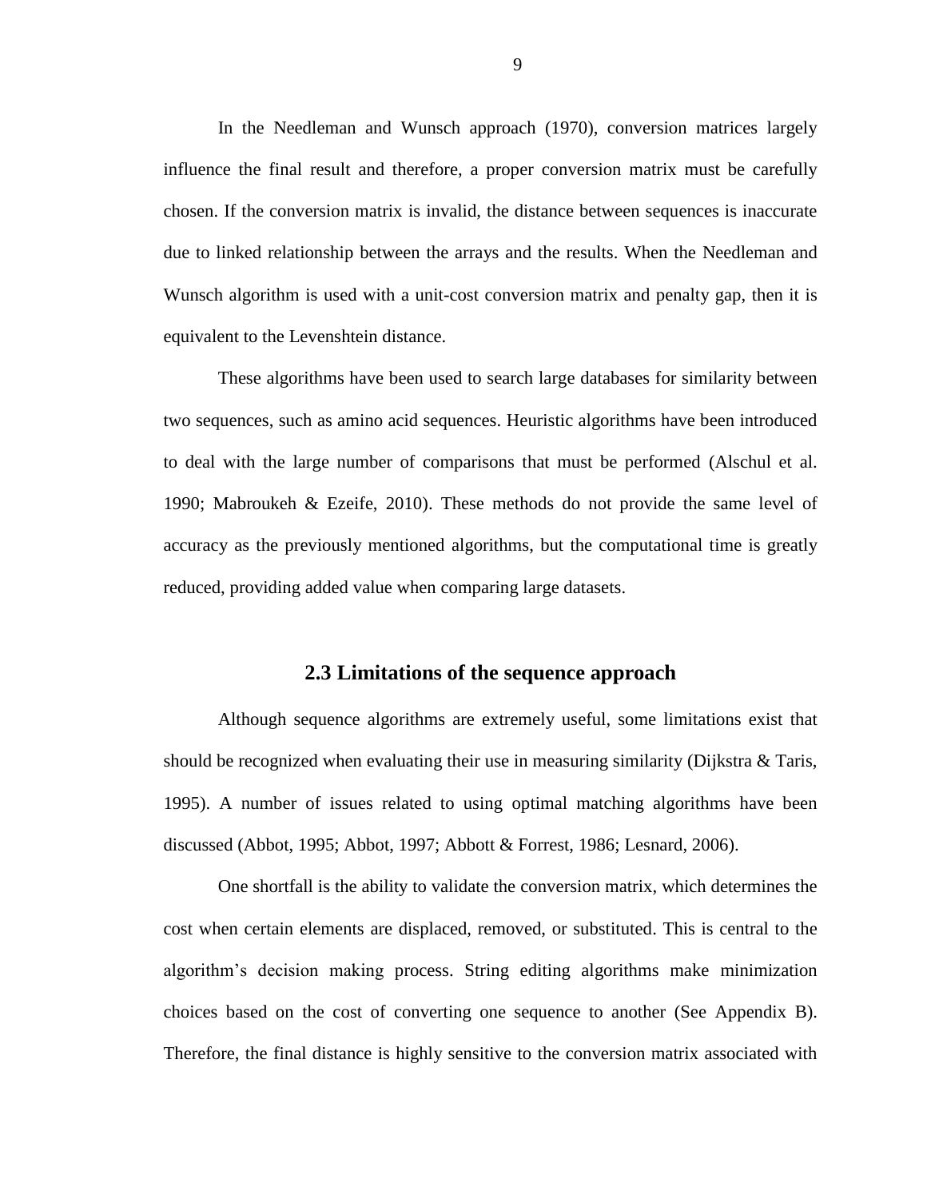In the Needleman and Wunsch approach (1970), conversion matrices largely influence the final result and therefore, a proper conversion matrix must be carefully chosen. If the conversion matrix is invalid, the distance between sequences is inaccurate due to linked relationship between the arrays and the results. When the Needleman and Wunsch algorithm is used with a unit-cost conversion matrix and penalty gap, then it is equivalent to the Levenshtein distance.

These algorithms have been used to search large databases for similarity between two sequences, such as amino acid sequences. Heuristic algorithms have been introduced to deal with the large number of comparisons that must be performed (Alschul et al. 1990; Mabroukeh & Ezeife, 2010). These methods do not provide the same level of accuracy as the previously mentioned algorithms, but the computational time is greatly reduced, providing added value when comparing large datasets.

## 2.3 Limitations of the sequence approach

Although sequence algorithms are extremely useful, some limitations exist that should be recognized when evaluating their use in measuring similarity (Dijkstra & Taris, 1995). A number of issues related to using optimal matching algorithms have been discussed (Abbot, 1995; Abbot, 1997; Abbott & Forrest, 1986; Lesnard, 2006).

One shortfall is the ability to validate the conversion matrix, which determines the cost when certain elements are displaced, removed, or substituted. This is central to the algorithm's decision making process. String editing algorithms make minimization choices based on the cost of converting one sequence to another (See Appendix B). Therefore, the final distance is highly sensitive to the conversion matrix associated with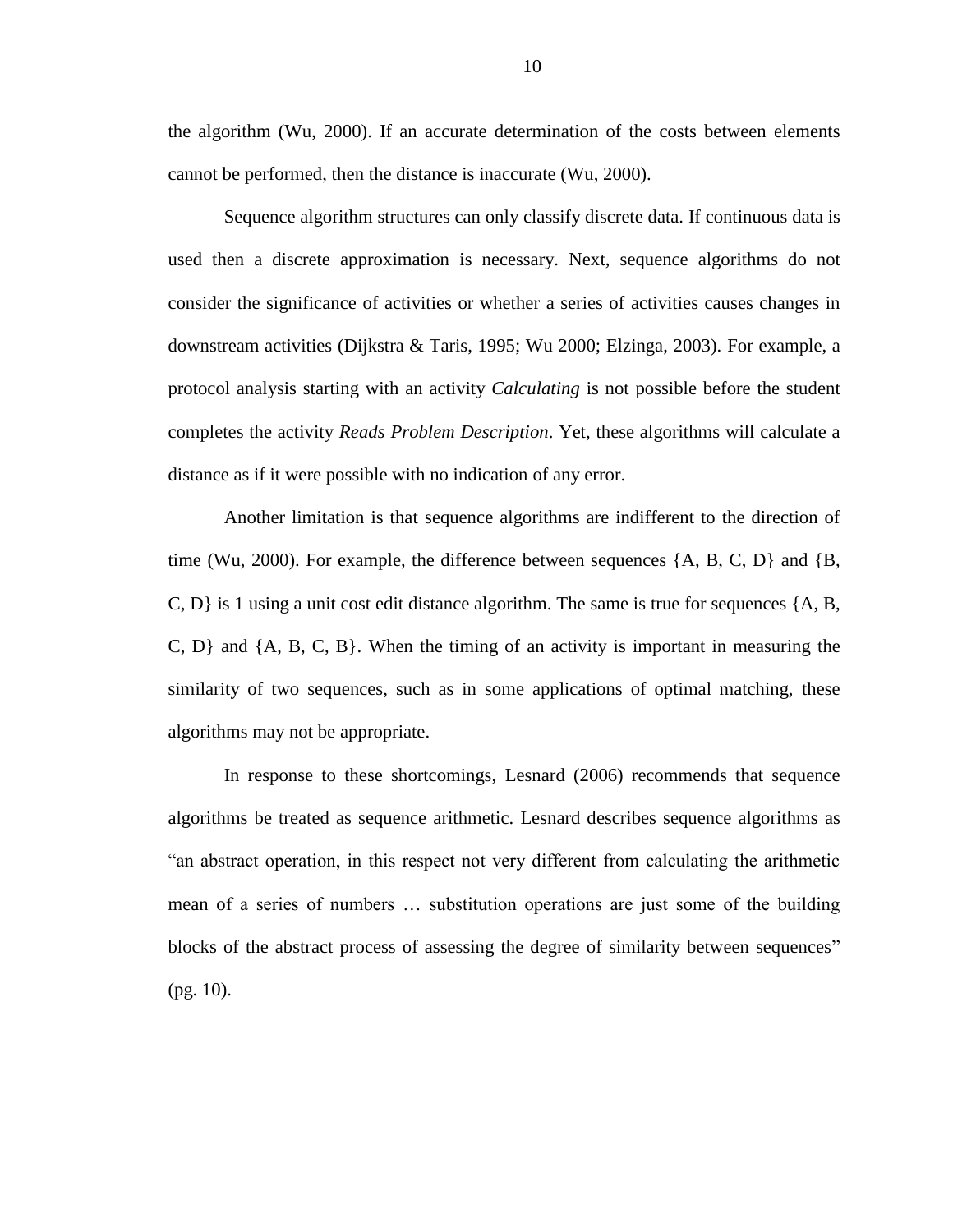the algorithm (Wu, 2000). If an accurate determination of the costs between elements cannot be performed, then the distance is inaccurate (Wu, 2000).

Sequence algorithm structures can only classify discrete data. If continuous data is used then a discrete approximation is necessary. Next, sequence algorithms do not consider the significance of activities or whether a series of activities causes changes in downstream activities (Dijkstra & Taris, 1995; Wu 2000; Elzinga, 2003). For example, a protocol analysis starting with an activity *Calculating* is not possible before the student completes the activity *Reads Problem Description*. Yet, these algorithms will calculate a distance as if it were possible with no indication of any error.

Another limitation is that sequence algorithms are indifferent to the direction of time (Wu, 2000). For example, the difference between sequences {A, B, C, D} and {B, C, D} is 1 using a unit cost edit distance algorithm. The same is true for sequences {A, B, C, D} and {A, B, C, B}. When the timing of an activity is important in measuring the similarity of two sequences, such as in some applications of optimal matching, these algorithms may not be appropriate.

In response to these shortcomings, Lesnard (2006) recommends that sequence algorithms be treated as sequence arithmetic. Lesnard describes sequence algorithms as "an abstract operation, in this respect not very different from calculating the arithmetic mean of a series of numbers … substitution operations are just some of the building blocks of the abstract process of assessing the degree of similarity between sequences" (pg. 10).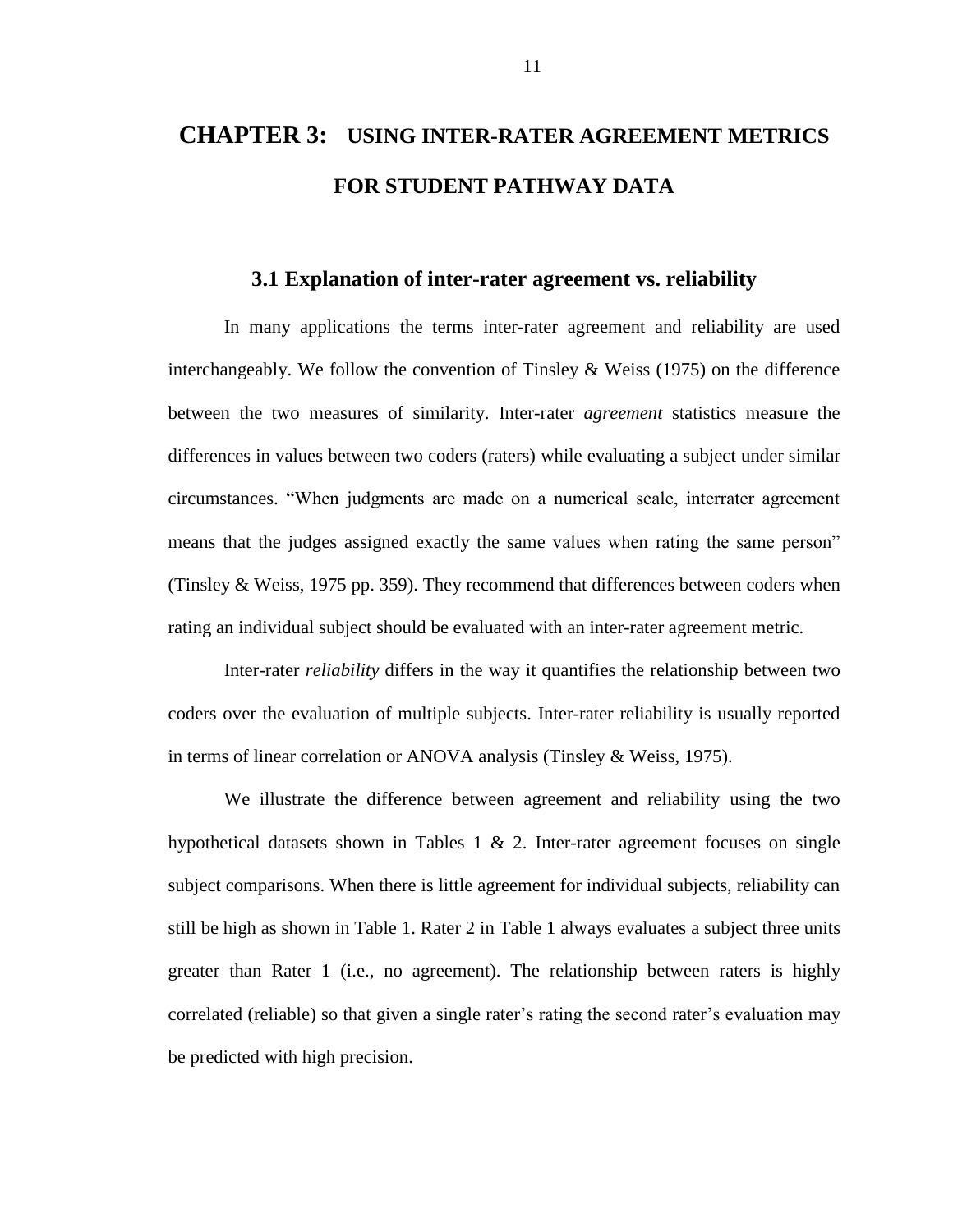# CHAPTER 3: USING INTER-RATER AGREEMENT METRICS FOR STUDENT PATHWAY DATA

## 3.1 Explanation of inter-rater agreement vs. reliability

In many applications the terms inter-rater agreement and reliability are used interchangeably. We follow the convention of Tinsley & Weiss (1975) on the difference between the two measures of similarity. Inter-rater *agreement* statistics measure the differences in values between two coders (raters) while evaluating a subject under similar circumstances. "When judgments are made on a numerical scale, interrater agreement means that the judges assigned exactly the same values when rating the same person" (Tinsley & Weiss, 1975 pp. 359). They recommend that differences between coders when rating an individual subject should be evaluated with an inter-rater agreement metric.

Inter-rater *reliability* differs in the way it quantifies the relationship between two coders over the evaluation of multiple subjects. Inter-rater reliability is usually reported in terms of linear correlation or ANOVA analysis (Tinsley & Weiss, 1975).

We illustrate the difference between agreement and reliability using the two hypothetical datasets shown in Tables 1 & 2. Inter-rater agreement focuses on single subject comparisons. When there is little agreement for individual subjects, reliability can still be high as shown in Table 1. Rater 2 in Table 1 always evaluates a subject three units greater than Rater 1 (i.e., no agreement). The relationship between raters is highly correlated (reliable) so that given a single rater's rating the second rater's evaluation may be predicted with high precision.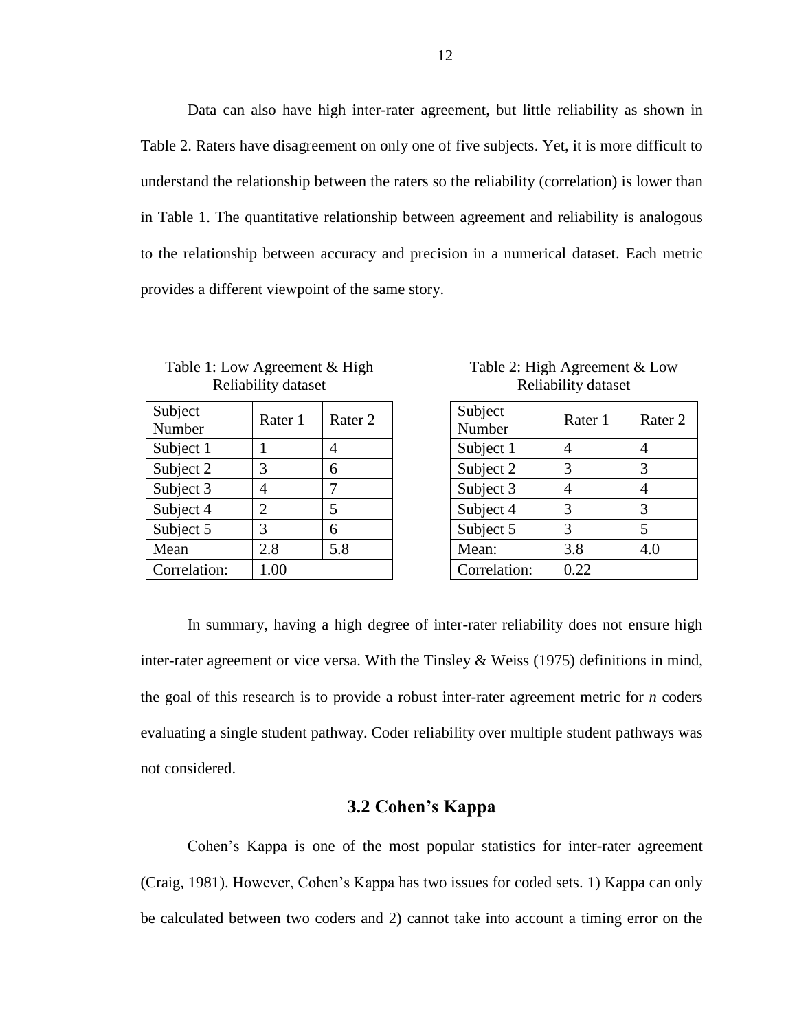Data can also have high inter-rater agreement, but little reliability as shown in Table 2. Raters have disagreement on only one of five subjects. Yet, it is more difficult to understand the relationship between the raters so the reliability (correlation) is lower than in Table 1. The quantitative relationship between agreement and reliability is analogous to the relationship between accuracy and precision in a numerical dataset. Each metric provides a different viewpoint of the same story.

Table 1: Low Agreement & High Reliability dataset

| Subject Number | Rater 1 | Rater 2 |
|---|---|---|
| Subject 1 | 1 | 4 |
| Subject 2 | 3 | 6 |
| Subject 3 | 4 | 7 |
| Subject 4 | 2 | 5 |
| Subject 5 | 3 | 6 |
| Mean | 2.8 | 5.8 |
| Correlation: | 1.00 | |

Table 2: High Agreement & Low Reliability dataset

| Subject Number | Rater 1 | Rater 2 |
|---|---|---|
| Subject 1 | 4 | 4 |
| Subject 2 | 3 | 3 |
| Subject 3 | 4 | 4 |
| Subject 4 | 3 | 3 |
| Subject 5 | 3 | 5 |
| Mean: | 3.8 | 4.0 |
| Correlation: | 0.22 | |

In summary, having a high degree of inter-rater reliability does not ensure high inter-rater agreement or vice versa. With the Tinsley & Weiss (1975) definitions in mind, the goal of this research is to provide a robust inter-rater agreement metric for *n* coders evaluating a single student pathway. Coder reliability over multiple student pathways was not considered.

## 3.2 Cohen's Kappa

Cohen's Kappa is one of the most popular statistics for inter-rater agreement (Craig, 1981). However, Cohen's Kappa has two issues for coded sets. 1) Kappa can only be calculated between two coders and 2) cannot take into account a timing error on the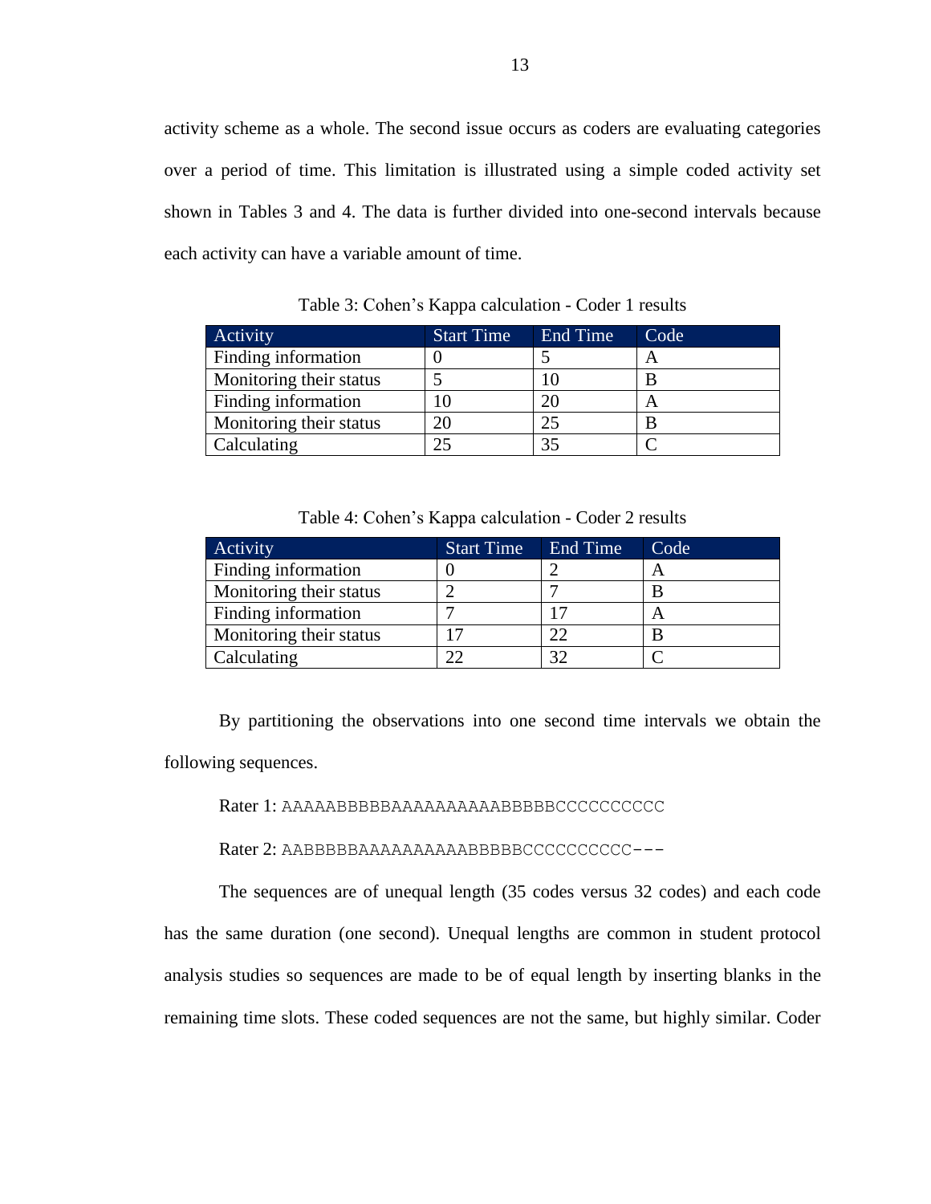activity scheme as a whole. The second issue occurs as coders are evaluating categories over a period of time. This limitation is illustrated using a simple coded activity set shown in Tables 3 and 4. The data is further divided into one-second intervals because each activity can have a variable amount of time.

Table 3: Cohen's Kappa calculation - Coder 1 results

| Activity | Start Time | End Time | Code |
| --- | --- | --- | --- |
| Finding information | 0 | 5 | A |
| Monitoring their status | 5 | 10 | B |
| Finding information | 10 | 20 | A |
| Monitoring their status | 20 | 25 | B |
| Calculating | 25 | 35 | C |

Table 4: Cohen's Kappa calculation - Coder 2 results

| Activity | Start Time | End Time | Code |
| --- | --- | --- | --- |
| Finding information | 0 | 2 | A |
| Monitoring their status | 2 | 7 | B |
| Finding information | 7 | 17 | A |
| Monitoring their status | 17 | 22 | B |
| Calculating | 22 | 32 | C |

By partitioning the observations into one second time intervals we obtain the following sequences.

Rater 1: `AAAAABBBBBAAAAAAAAAABBBBBCCCCCCCCCC`

Rater 2: `AABBBBBAAAAAAAAAABBBBBCCCCCCCCCC---`

The sequences are of unequal length (35 codes versus 32 codes) and each code has the same duration (one second). Unequal lengths are common in student protocol analysis studies so sequences are made to be of equal length by inserting blanks in the remaining time slots. These coded sequences are not the same, but highly similar. Coder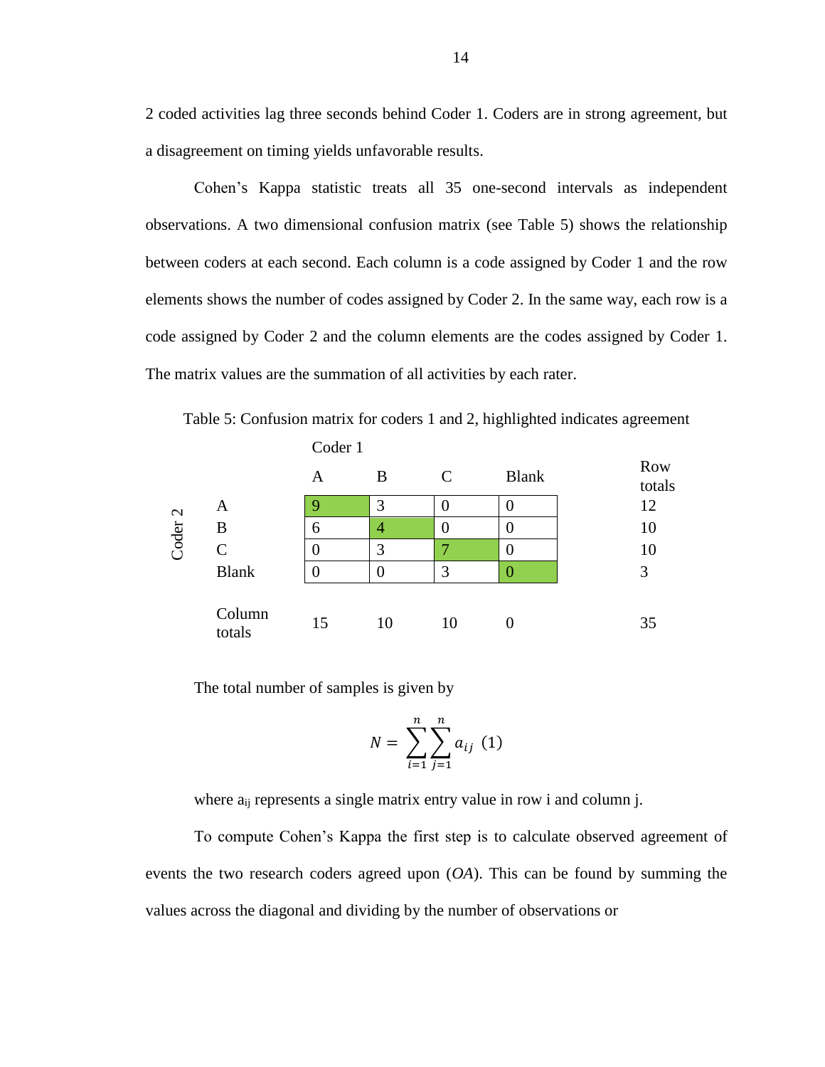2 coded activities lag three seconds behind Coder 1. Coders are in strong agreement, but a disagreement on timing yields unfavorable results.

Cohen's Kappa statistic treats all 35 one-second intervals as independent observations. A two dimensional confusion matrix (see Table 5) shows the relationship between coders at each second. Each column is a code assigned by Coder 1 and the row elements shows the number of codes assigned by Coder 2. In the same way, each row is a code assigned by Coder 2 and the column elements are the codes assigned by Coder 1. The matrix values are the summation of all activities by each rater.

Table 5: Confusion matrix for coders 1 and 2, highlighted indicates agreement

| | | Coder 1 | | | | |
|---|---|---|---|---|---|---|
| | | A | B | C | Blank | Row totals |
| Coder 2 | A | 9 | 3 | 0 | 0 | 12 |
| | B | 6 | 4 | 0 | 0 | 10 |
| | C | 0 | 3 | 7 | 0 | 10 |
| | Blank | 0 | 0 | 3 | 0 | 3 |
| | Column totals | 15 | 10 | 10 | 0 | 35 |

The total number of samples is given by

$$N = \sum_{i=1}^{n} \sum_{j=1}^{n} a_{ij} \quad (1)$$

where $a_{ij}$ represents a single matrix entry value in row i and column j.

To compute Cohen's Kappa the first step is to calculate observed agreement of events the two research coders agreed upon (*OA*). This can be found by summing the values across the diagonal and dividing by the number of observations or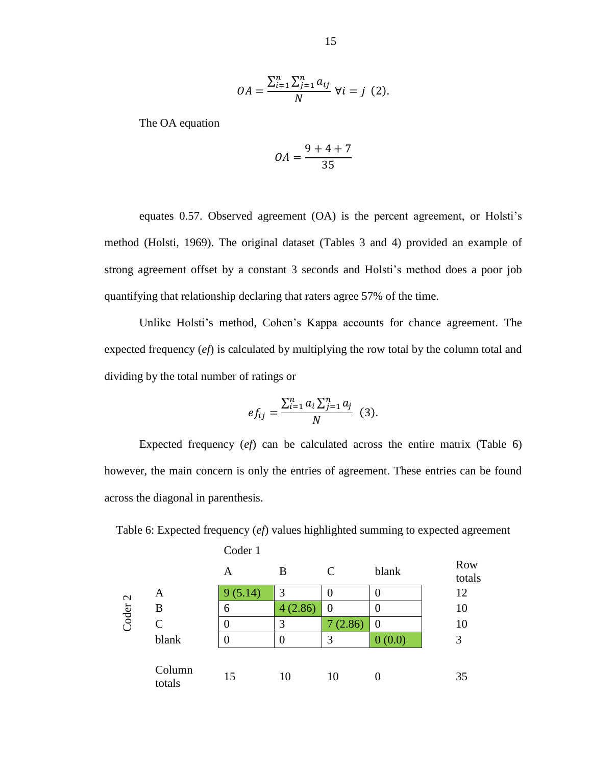$$OA = \frac{\sum_{i=1}^{n}\sum_{j=1}^{n} a_{ij}}{N} \; \forall i = j \; (2).$$

The OA equation

$$OA = \frac{9 + 4 + 7}{35}$$

equates 0.57. Observed agreement (OA) is the percent agreement, or Holsti's method (Holsti, 1969). The original dataset (Tables 3 and 4) provided an example of strong agreement offset by a constant 3 seconds and Holsti's method does a poor job quantifying that relationship declaring that raters agree 57% of the time.

Unlike Holsti's method, Cohen's Kappa accounts for chance agreement. The expected frequency (*ef*) is calculated by multiplying the row total by the column total and dividing by the total number of ratings or

$$ef_{ij} = \frac{\sum_{i=1}^{n} a_i \sum_{j=1}^{n} a_j}{N} \; (3).$$

Expected frequency (*ef*) can be calculated across the entire matrix (Table 6) however, the main concern is only the entries of agreement. These entries can be found across the diagonal in parenthesis.

Table 6: Expected frequency (*ef*) values highlighted summing to expected agreement

| | | Coder 1 | | | | |
|---|---|---|---|---|---|---|
| | | A | B | C | blank | Row totals |
| Coder 2 | A | 9 (5.14) | 3 | 0 | 0 | 12 |
| | B | 6 | 4 (2.86) | 0 | 0 | 10 |
| | C | 0 | 3 | 7 (2.86) | 0 | 10 |
| | blank | 0 | 0 | 3 | 0 (0.0) | 3 |
| | Column totals | 15 | 10 | 10 | 0 | 35 |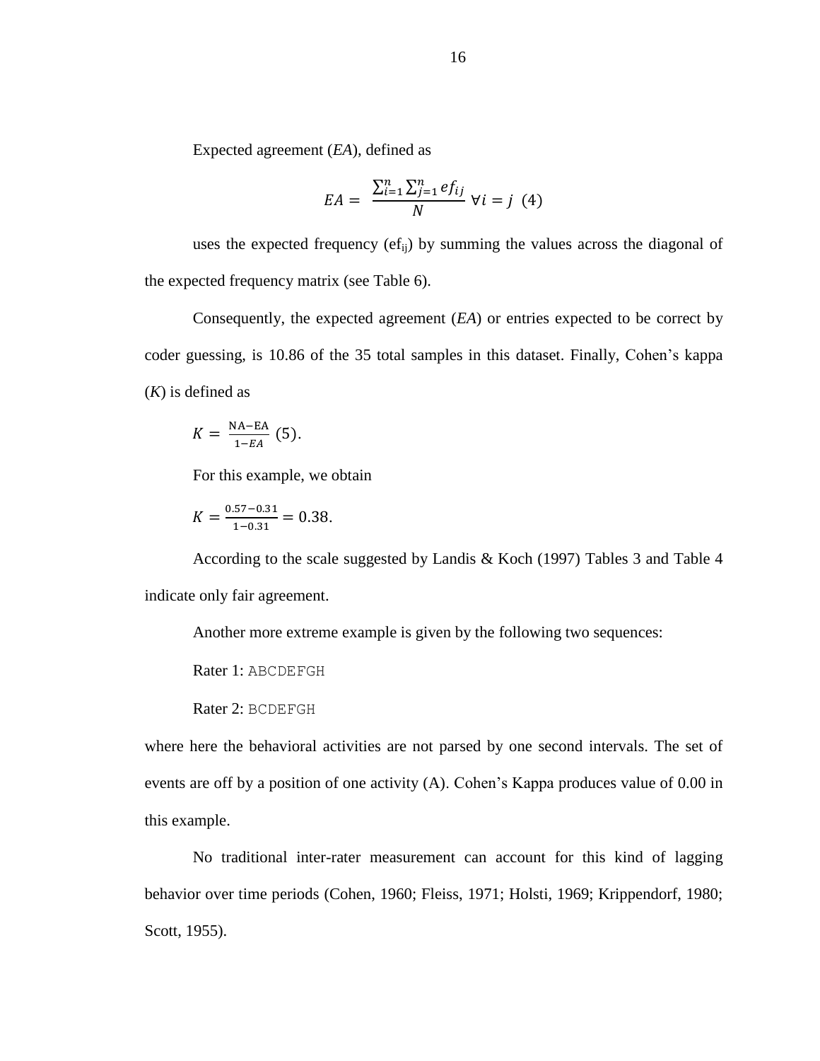Expected agreement (*EA*), defined as

$$EA = \frac{\sum_{i=1}^{n}\sum_{j=1}^{n} ef_{ij}}{N} \; \forall i = j \;\; (4)$$

uses the expected frequency ($ef_{ij}$) by summing the values across the diagonal of the expected frequency matrix (see Table 6).

Consequently, the expected agreement (*EA*) or entries expected to be correct by coder guessing, is 10.86 of the 35 total samples in this dataset. Finally, Cohen's kappa (*K*) is defined as

$$K = \frac{\text{NA}-\text{EA}}{1-EA} \; (5).$$

For this example, we obtain

$$K = \frac{0.57-0.31}{1-0.31} = 0.38.$$

According to the scale suggested by Landis & Koch (1997) Tables 3 and Table 4 indicate only fair agreement.

Another more extreme example is given by the following two sequences:

Rater 1: `ABCDEFGH`

Rater 2: `BCDEFGH`

where here the behavioral activities are not parsed by one second intervals. The set of events are off by a position of one activity (A). Cohen's Kappa produces value of 0.00 in this example.

No traditional inter-rater measurement can account for this kind of lagging behavior over time periods (Cohen, 1960; Fleiss, 1971; Holsti, 1969; Krippendorf, 1980; Scott, 1955).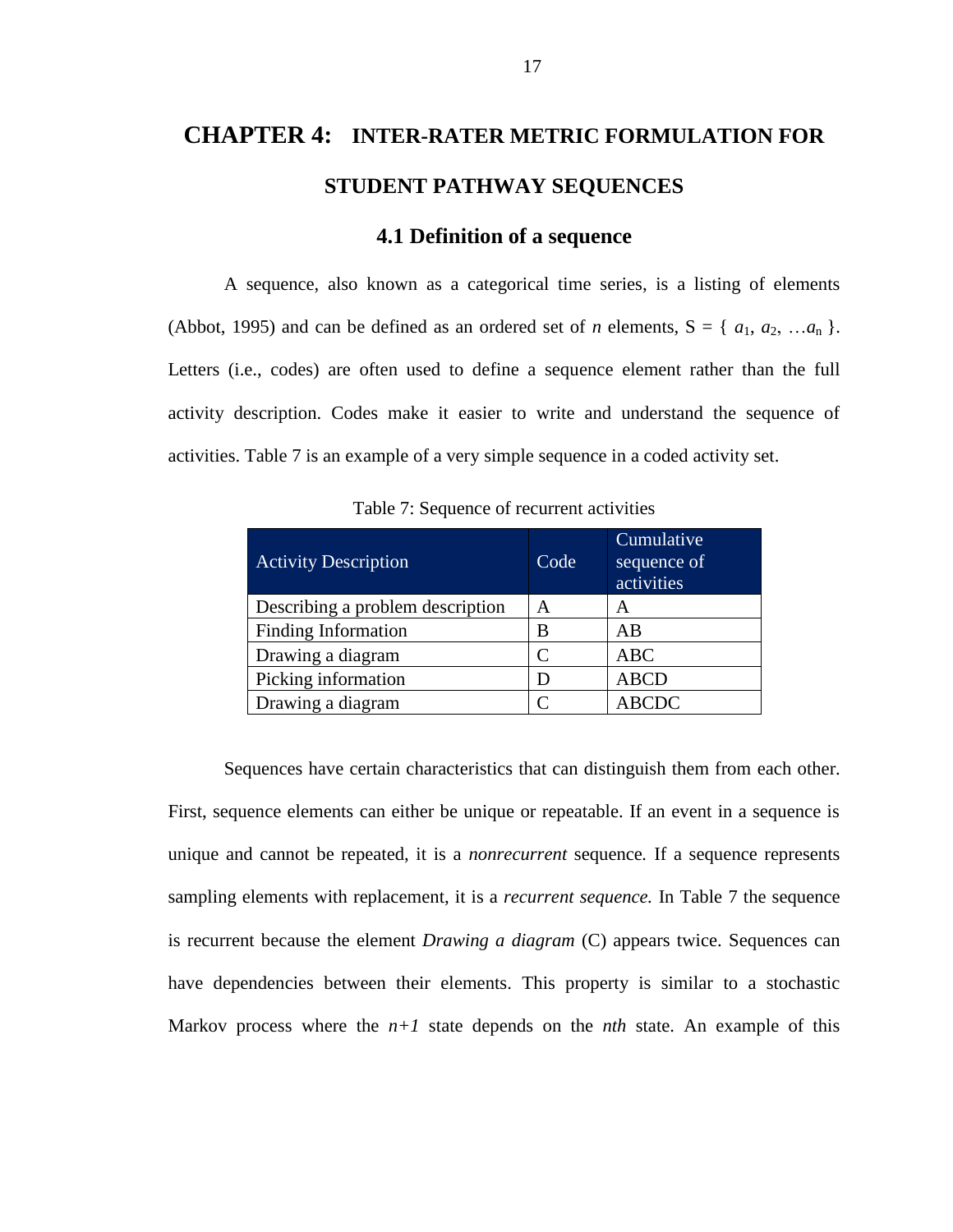# CHAPTER 4: INTER-RATER METRIC FORMULATION FOR STUDENT PATHWAY SEQUENCES

## 4.1 Definition of a sequence

A sequence, also known as a categorical time series, is a listing of elements (Abbot, 1995) and can be defined as an ordered set of *n* elements, $S = \{ a_1, a_2, \ldots a_n \}$. Letters (i.e., codes) are often used to define a sequence element rather than the full activity description. Codes make it easier to write and understand the sequence of activities. Table 7 is an example of a very simple sequence in a coded activity set.

Table 7: Sequence of recurrent activities

| Activity Description | Code | Cumulative sequence of activities |
|---|---|---|
| Describing a problem description | A | A |
| Finding Information | B | AB |
| Drawing a diagram | C | ABC |
| Picking information | D | ABCD |
| Drawing a diagram | C | ABCDC |

Sequences have certain characteristics that can distinguish them from each other. First, sequence elements can either be unique or repeatable. If an event in a sequence is unique and cannot be repeated, it is a *nonrecurrent* sequence. If a sequence represents sampling elements with replacement, it is a *recurrent sequence.* In Table 7 the sequence is recurrent because the element *Drawing a diagram* (C) appears twice. Sequences can have dependencies between their elements. This property is similar to a stochastic Markov process where the *n+1* state depends on the *nth* state. An example of this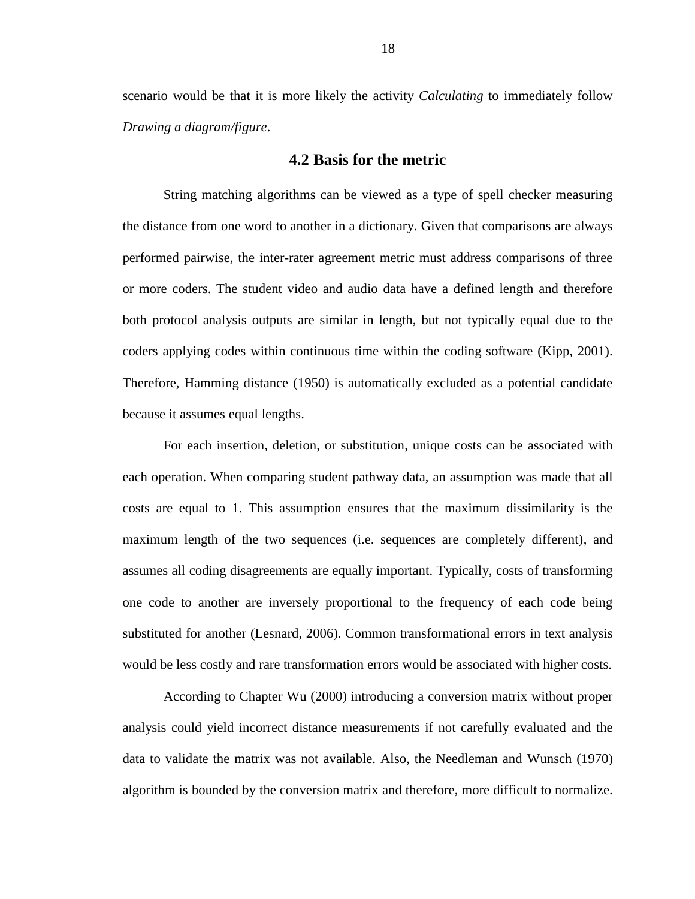scenario would be that it is more likely the activity *Calculating* to immediately follow *Drawing a diagram/figure*.

## 4.2 Basis for the metric

String matching algorithms can be viewed as a type of spell checker measuring the distance from one word to another in a dictionary. Given that comparisons are always performed pairwise, the inter-rater agreement metric must address comparisons of three or more coders. The student video and audio data have a defined length and therefore both protocol analysis outputs are similar in length, but not typically equal due to the coders applying codes within continuous time within the coding software (Kipp, 2001). Therefore, Hamming distance (1950) is automatically excluded as a potential candidate because it assumes equal lengths.

For each insertion, deletion, or substitution, unique costs can be associated with each operation. When comparing student pathway data, an assumption was made that all costs are equal to 1. This assumption ensures that the maximum dissimilarity is the maximum length of the two sequences (i.e. sequences are completely different), and assumes all coding disagreements are equally important. Typically, costs of transforming one code to another are inversely proportional to the frequency of each code being substituted for another (Lesnard, 2006). Common transformational errors in text analysis would be less costly and rare transformation errors would be associated with higher costs.

According to Chapter Wu (2000) introducing a conversion matrix without proper analysis could yield incorrect distance measurements if not carefully evaluated and the data to validate the matrix was not available. Also, the Needleman and Wunsch (1970) algorithm is bounded by the conversion matrix and therefore, more difficult to normalize.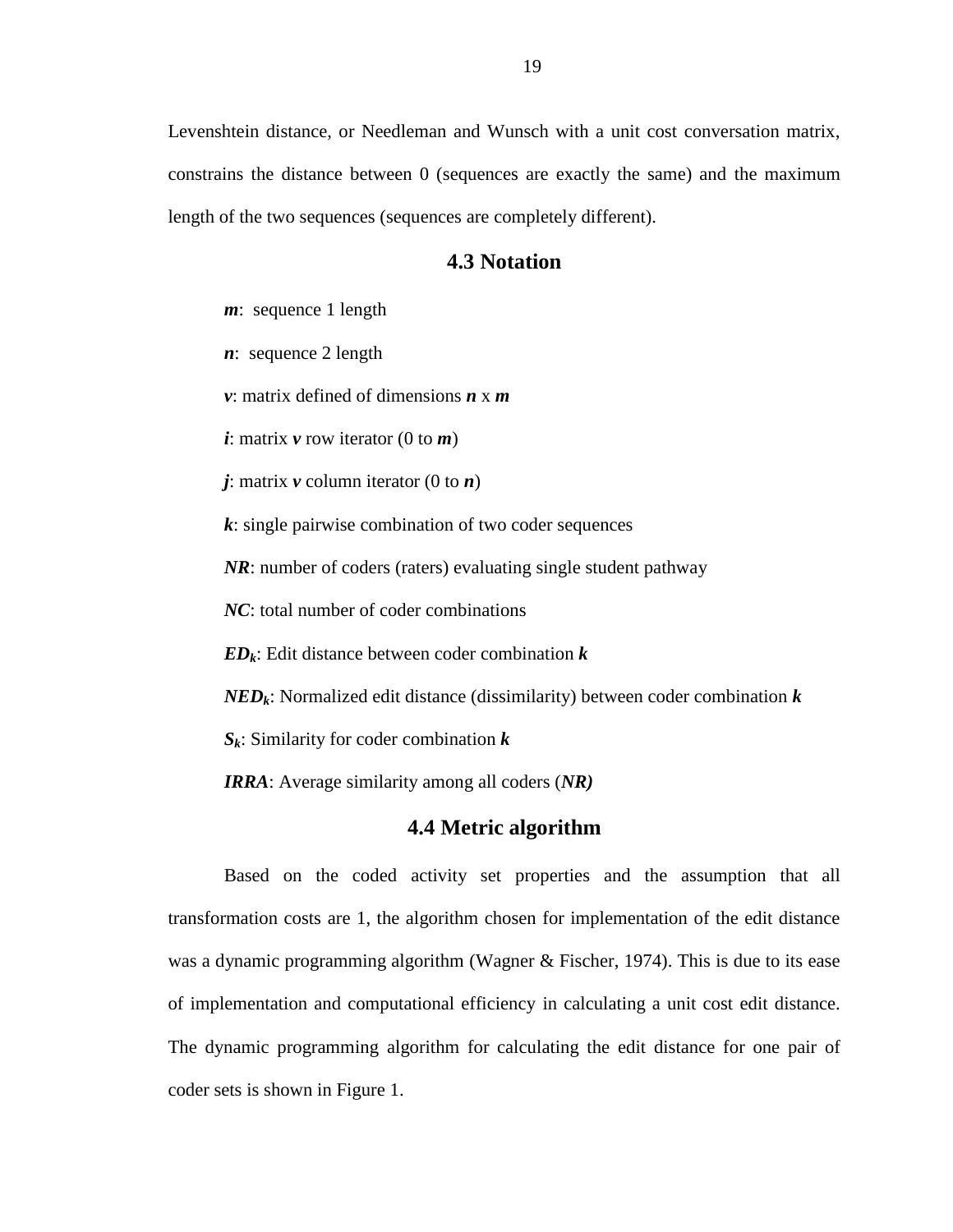Levenshtein distance, or Needleman and Wunsch with a unit cost conversation matrix, constrains the distance between 0 (sequences are exactly the same) and the maximum length of the two sequences (sequences are completely different).

## 4.3 Notation

$\boldsymbol{m}$: sequence 1 length

$\boldsymbol{n}$: sequence 2 length

$\boldsymbol{v}$: matrix defined of dimensions $\boldsymbol{n}$ x $\boldsymbol{m}$

$\boldsymbol{i}$: matrix $\boldsymbol{v}$ row iterator (0 to $\boldsymbol{m}$)

$\boldsymbol{j}$: matrix $\boldsymbol{v}$ column iterator (0 to $\boldsymbol{n}$)

$\boldsymbol{k}$: single pairwise combination of two coder sequences

$\boldsymbol{NR}$: number of coders (raters) evaluating single student pathway

$\boldsymbol{NC}$: total number of coder combinations

$\boldsymbol{ED_k}$: Edit distance between coder combination $\boldsymbol{k}$

$\boldsymbol{NED_k}$: Normalized edit distance (dissimilarity) between coder combination $\boldsymbol{k}$

$\boldsymbol{S_k}$: Similarity for coder combination $\boldsymbol{k}$

$\boldsymbol{IRRA}$: Average similarity among all coders ($\boldsymbol{NR}$)

## 4.4 Metric algorithm

Based on the coded activity set properties and the assumption that all transformation costs are 1, the algorithm chosen for implementation of the edit distance was a dynamic programming algorithm (Wagner & Fischer, 1974). This is due to its ease of implementation and computational efficiency in calculating a unit cost edit distance. The dynamic programming algorithm for calculating the edit distance for one pair of coder sets is shown in Figure 1.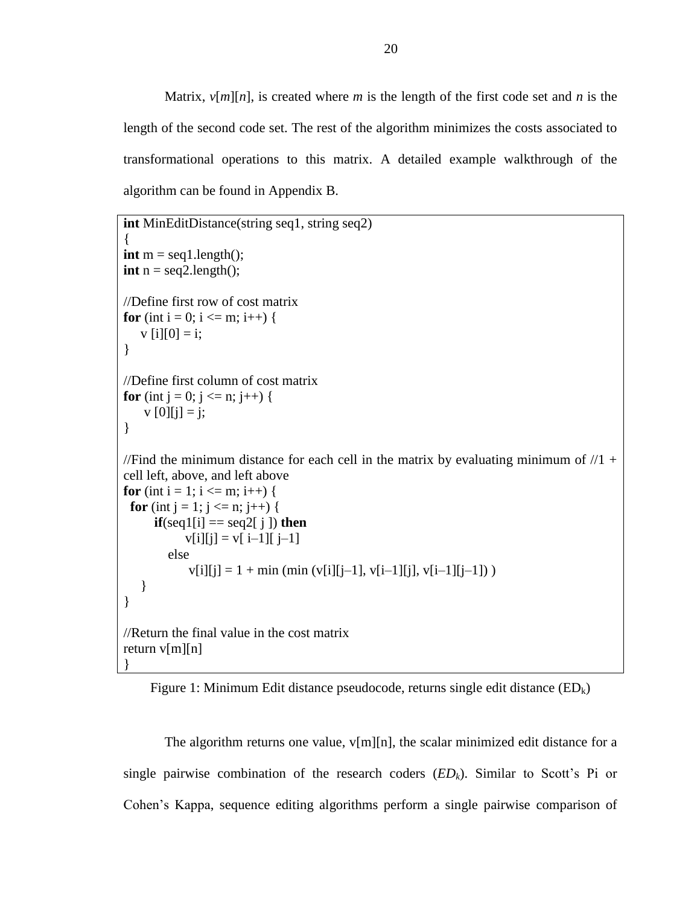Matrix, $v[m][n]$, is created where $m$ is the length of the first code set and $n$ is the length of the second code set. The rest of the algorithm minimizes the costs associated to transformational operations to this matrix. A detailed example walkthrough of the algorithm can be found in Appendix B.

```
int MinEditDistance(string seq1, string seq2)
{
int m = seq1.length();
int n = seq2.length();

//Define first row of cost matrix
for (int i = 0; i <= m; i++) {
    v [i][0] = i;
}

//Define first column of cost matrix
for (int j = 0; j <= n; j++) {
     v [0][j] = j;
}

//Find the minimum distance for each cell in the matrix by evaluating minimum of //1 +
cell left, above, and left above
for (int i = 1; i <= m; i++) {
  for (int j = 1; j <= n; j++) {
       if(seq1[i] == seq2[ j ]) then
              v[i][j] = v[ i–1][ j–1]
          else
               v[i][j] = 1 + min (min (v[i][j–1], v[i–1][j], v[i–1][j–1]) )
    }
}

//Return the final value in the cost matrix
return v[m][n]
}
```

Figure 1: Minimum Edit distance pseudocode, returns single edit distance ($ED_k$)

The algorithm returns one value, v[m][n], the scalar minimized edit distance for a single pairwise combination of the research coders ($ED_k$). Similar to Scott's Pi or Cohen's Kappa, sequence editing algorithms perform a single pairwise comparison of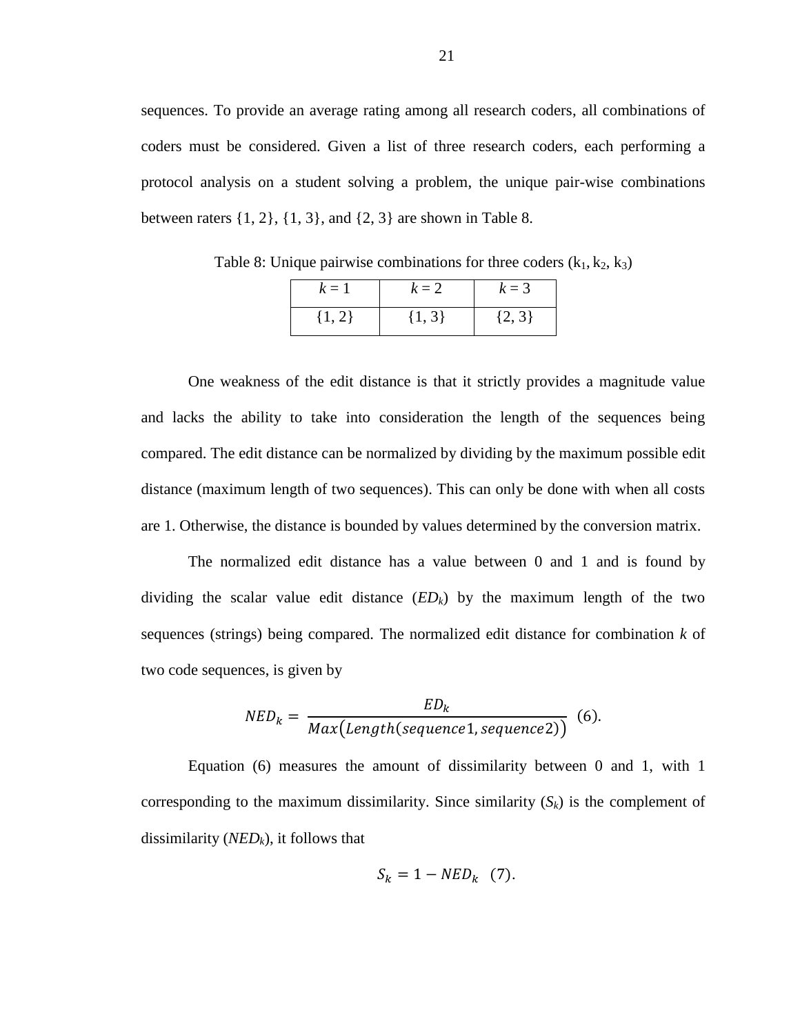sequences. To provide an average rating among all research coders, all combinations of coders must be considered. Given a list of three research coders, each performing a protocol analysis on a student solving a problem, the unique pair-wise combinations between raters {1, 2}, {1, 3}, and {2, 3} are shown in Table 8.

Table 8: Unique pairwise combinations for three coders ($k_1$, $k_2$, $k_3$)

| $k = 1$ | $k = 2$ | $k = 3$ |
|---|---|---|
| {1, 2} | {1, 3} | {2, 3} |

One weakness of the edit distance is that it strictly provides a magnitude value and lacks the ability to take into consideration the length of the sequences being compared. The edit distance can be normalized by dividing by the maximum possible edit distance (maximum length of two sequences). This can only be done with when all costs are 1. Otherwise, the distance is bounded by values determined by the conversion matrix.

The normalized edit distance has a value between 0 and 1 and is found by dividing the scalar value edit distance ($ED_k$) by the maximum length of the two sequences (strings) being compared. The normalized edit distance for combination $k$ of two code sequences, is given by

$$NED_k = \frac{ED_k}{Max(Length(sequence1, sequence2))} \quad (6).$$

Equation (6) measures the amount of dissimilarity between 0 and 1, with 1 corresponding to the maximum dissimilarity. Since similarity ($S_k$) is the complement of dissimilarity ($NED_k$), it follows that

$$S_k = 1 - NED_k \quad (7).$$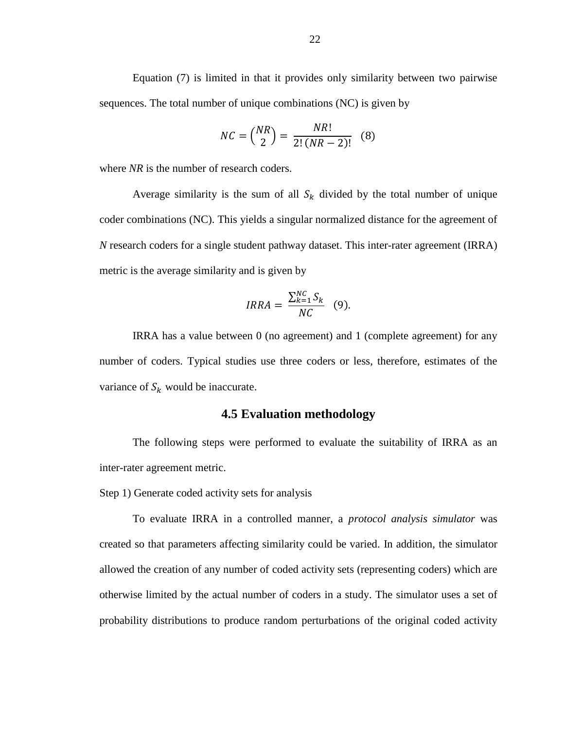Equation (7) is limited in that it provides only similarity between two pairwise sequences. The total number of unique combinations (NC) is given by

$$NC = \binom{NR}{2} = \frac{NR!}{2!\,(NR-2)!} \quad (8)$$

where *NR* is the number of research coders.

Average similarity is the sum of all $S_k$ divided by the total number of unique coder combinations (NC). This yields a singular normalized distance for the agreement of *N* research coders for a single student pathway dataset. This inter-rater agreement (IRRA) metric is the average similarity and is given by

$$IRRA = \frac{\sum_{k=1}^{NC} S_k}{NC} \quad (9).$$

IRRA has a value between 0 (no agreement) and 1 (complete agreement) for any number of coders. Typical studies use three coders or less, therefore, estimates of the variance of $S_k$ would be inaccurate.

## 4.5 Evaluation methodology

The following steps were performed to evaluate the suitability of IRRA as an inter-rater agreement metric.

Step 1) Generate coded activity sets for analysis

To evaluate IRRA in a controlled manner, a *protocol analysis simulator* was created so that parameters affecting similarity could be varied. In addition, the simulator allowed the creation of any number of coded activity sets (representing coders) which are otherwise limited by the actual number of coders in a study. The simulator uses a set of probability distributions to produce random perturbations of the original coded activity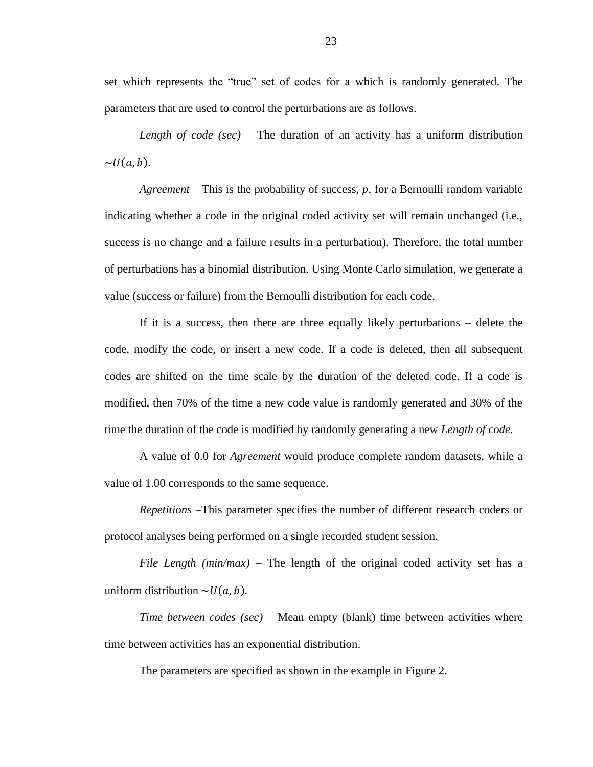set which represents the "true" set of codes for a which is randomly generated. The parameters that are used to control the perturbations are as follows.

*Length of code (sec)* – The duration of an activity has a uniform distribution $\sim U(a, b)$.

*Agreement* – This is the probability of success, *p*, for a Bernoulli random variable indicating whether a code in the original coded activity set will remain unchanged (i.e., success is no change and a failure results in a perturbation). Therefore, the total number of perturbations has a binomial distribution. Using Monte Carlo simulation, we generate a value (success or failure) from the Bernoulli distribution for each code.

If it is a success, then there are three equally likely perturbations – delete the code, modify the code, or insert a new code. If a code is deleted, then all subsequent codes are shifted on the time scale by the duration of the deleted code. If a code is modified, then 70% of the time a new code value is randomly generated and 30% of the time the duration of the code is modified by randomly generating a new *Length of code*.

A value of 0.0 for *Agreement* would produce complete random datasets, while a value of 1.00 corresponds to the same sequence.

*Repetitions* –This parameter specifies the number of different research coders or protocol analyses being performed on a single recorded student session.

*File Length (min/max)* – The length of the original coded activity set has a uniform distribution $\sim U(a, b)$.

*Time between codes (sec)* – Mean empty (blank) time between activities where time between activities has an exponential distribution.

The parameters are specified as shown in the example in Figure 2.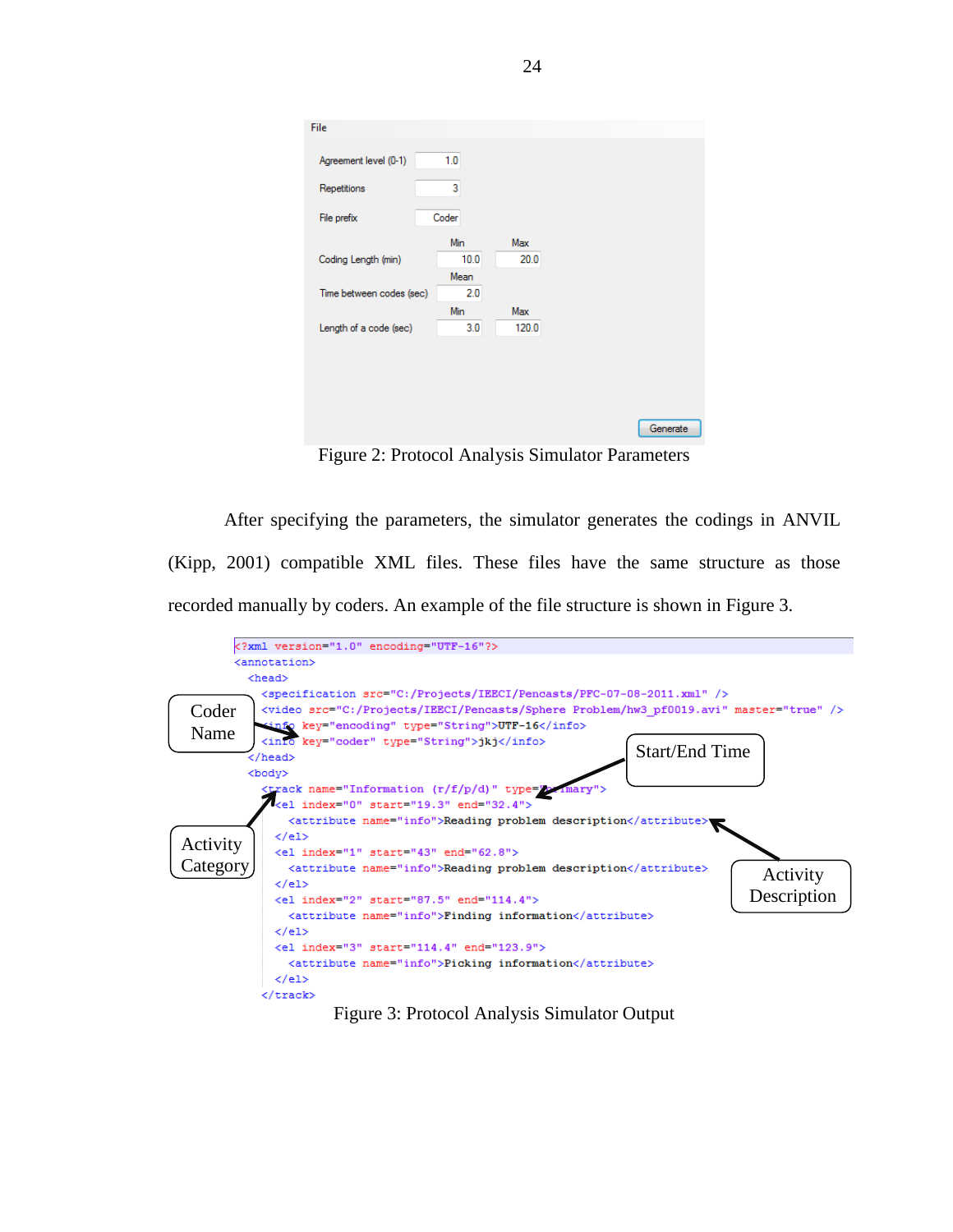File

| | Min | Max |
|---|---|---|
| Agreement level (0-1) | 1.0 | |
| Repetitions | 3 | |
| File prefix | Coder | |
| Coding Length (min) | 10.0 | 20.0 |
| | Mean | |
| Time between codes (sec) | 2.0 | |
| | Min | Max |
| Length of a code (sec) | 3.0 | 120.0 |

Generate

Figure 2: Protocol Analysis Simulator Parameters

After specifying the parameters, the simulator generates the codings in ANVIL (Kipp, 2001) compatible XML files. These files have the same structure as those recorded manually by coders. An example of the file structure is shown in Figure 3.

```
<?xml version="1.0" encoding="UTF-16"?>
<annotation>
  <head>
    <specification src="C:/Projects/IEECI/Pencasts/PFC-07-08-2011.xml" />
    <video src="C:/Projects/IEECI/Pencasts/Sphere Problem/hw3_pf0019.avi" master="true" />
    <info key="encoding" type="String">UTF-16</info>
    <info key="coder" type="String">jkj</info>
  </head>
  <body>
    <track name="Information (r/f/p/d)" type="primary">
      <el index="0" start="19.3" end="32.4">
        <attribute name="info">Reading problem description</attribute>
      </el>
      <el index="1" start="43" end="62.8">
        <attribute name="info">Reading problem description</attribute>
      </el>
      <el index="2" start="87.5" end="114.4">
        <attribute name="info">Finding information</attribute>
      </el>
      <el index="3" start="114.4" end="123.9">
        <attribute name="info">Picking information</attribute>
      </el>
    </track>
```

Annotations: Coder Name; Start/End Time; Activity Category; Activity Description

Figure 3: Protocol Analysis Simulator Output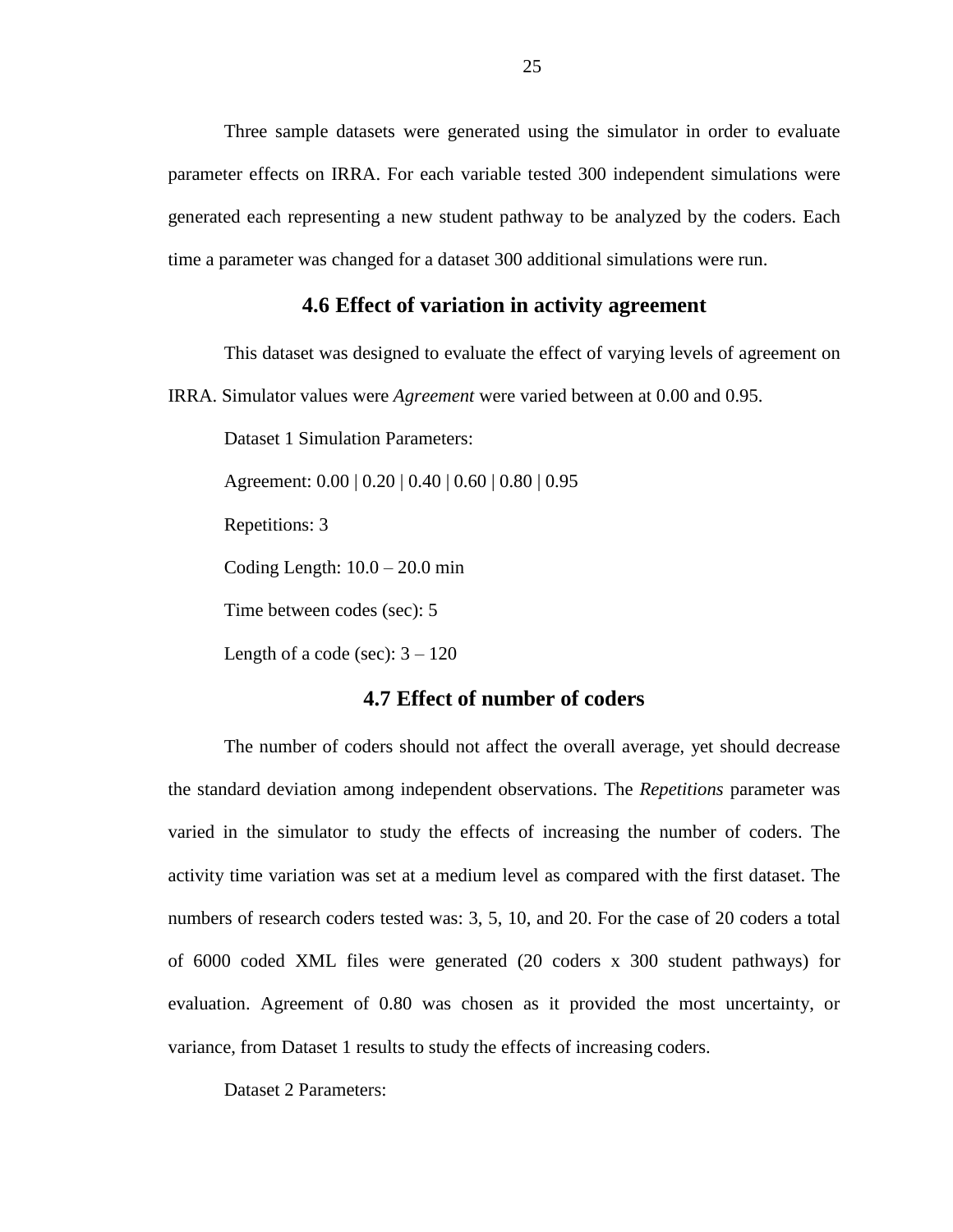Three sample datasets were generated using the simulator in order to evaluate parameter effects on IRRA. For each variable tested 300 independent simulations were generated each representing a new student pathway to be analyzed by the coders. Each time a parameter was changed for a dataset 300 additional simulations were run.

## 4.6 Effect of variation in activity agreement

This dataset was designed to evaluate the effect of varying levels of agreement on IRRA. Simulator values were *Agreement* were varied between at 0.00 and 0.95.

Dataset 1 Simulation Parameters:

Agreement: 0.00 | 0.20 | 0.40 | 0.60 | 0.80 | 0.95

Repetitions: 3

Coding Length: 10.0 – 20.0 min

Time between codes (sec): 5

Length of a code (sec): 3 – 120

## 4.7 Effect of number of coders

The number of coders should not affect the overall average, yet should decrease the standard deviation among independent observations. The *Repetitions* parameter was varied in the simulator to study the effects of increasing the number of coders. The activity time variation was set at a medium level as compared with the first dataset. The numbers of research coders tested was: 3, 5, 10, and 20. For the case of 20 coders a total of 6000 coded XML files were generated (20 coders x 300 student pathways) for evaluation. Agreement of 0.80 was chosen as it provided the most uncertainty, or variance, from Dataset 1 results to study the effects of increasing coders.

Dataset 2 Parameters: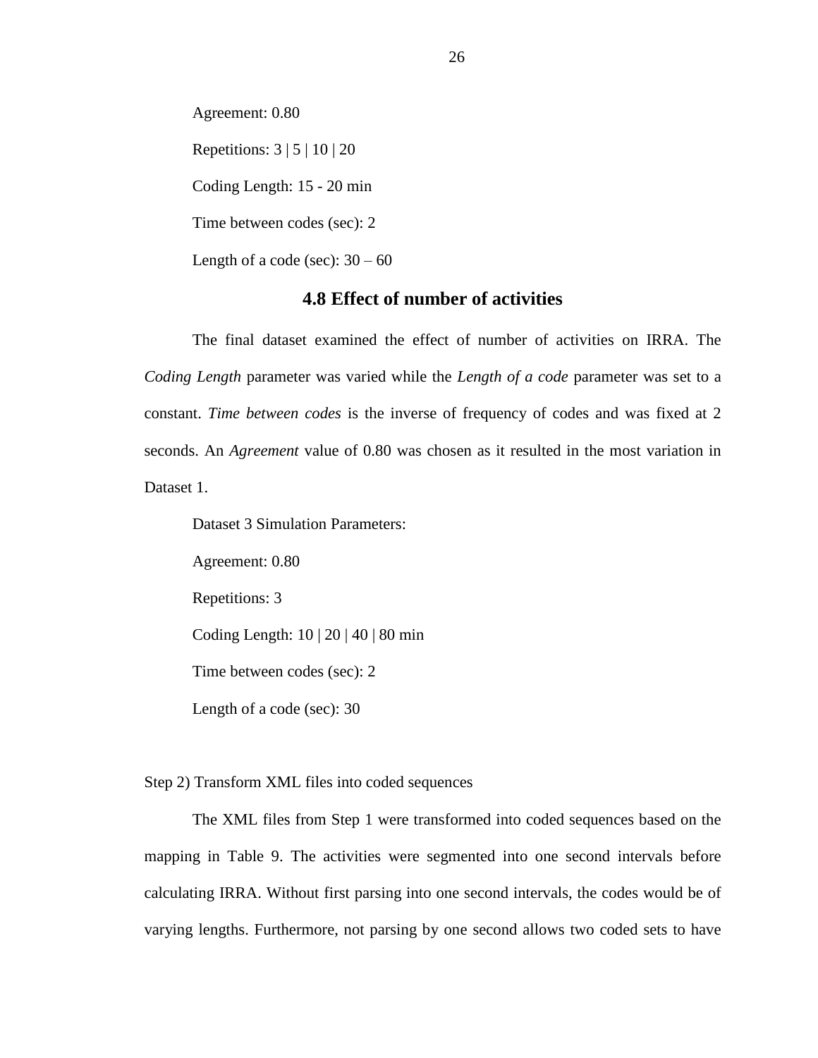Agreement: 0.80

Repetitions: 3 | 5 | 10 | 20

Coding Length: 15 - 20 min

Time between codes (sec): 2

Length of a code (sec): 30 – 60

### 4.8 Effect of number of activities

The final dataset examined the effect of number of activities on IRRA. The *Coding Length* parameter was varied while the *Length of a code* parameter was set to a constant. *Time between codes* is the inverse of frequency of codes and was fixed at 2 seconds. An *Agreement* value of 0.80 was chosen as it resulted in the most variation in Dataset 1.

Dataset 3 Simulation Parameters:

Agreement: 0.80

Repetitions: 3

Coding Length: 10 | 20 | 40 | 80 min

Time between codes (sec): 2

Length of a code (sec): 30

Step 2) Transform XML files into coded sequences

The XML files from Step 1 were transformed into coded sequences based on the mapping in Table 9. The activities were segmented into one second intervals before calculating IRRA. Without first parsing into one second intervals, the codes would be of varying lengths. Furthermore, not parsing by one second allows two coded sets to have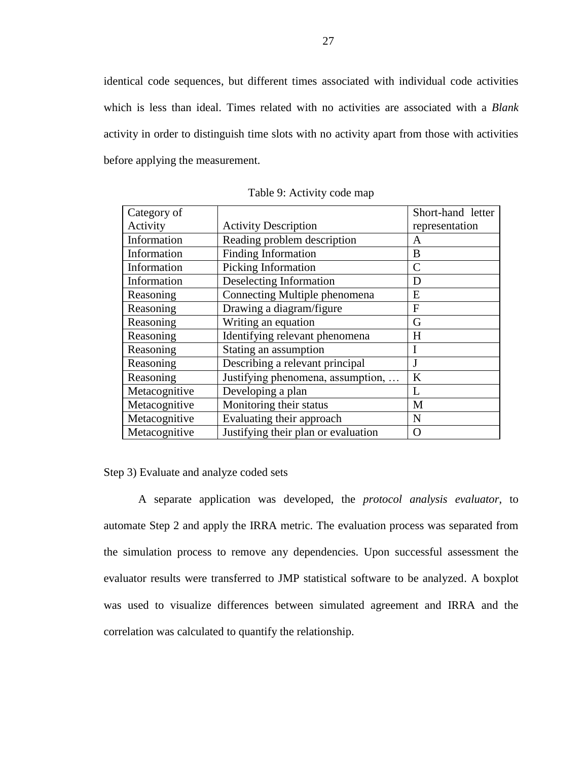identical code sequences, but different times associated with individual code activities which is less than ideal. Times related with no activities are associated with a *Blank* activity in order to distinguish time slots with no activity apart from those with activities before applying the measurement.

Table 9: Activity code map

| Category of Activity | Activity Description | Short-hand letter representation |
|---|---|---|
| Information | Reading problem description | A |
| Information | Finding Information | B |
| Information | Picking Information | C |
| Information | Deselecting Information | D |
| Reasoning | Connecting Multiple phenomena | E |
| Reasoning | Drawing a diagram/figure | F |
| Reasoning | Writing an equation | G |
| Reasoning | Identifying relevant phenomena | H |
| Reasoning | Stating an assumption | I |
| Reasoning | Describing a relevant principal | J |
| Reasoning | Justifying phenomena, assumption, … | K |
| Metacognitive | Developing a plan | L |
| Metacognitive | Monitoring their status | M |
| Metacognitive | Evaluating their approach | N |
| Metacognitive | Justifying their plan or evaluation | O |

Step 3) Evaluate and analyze coded sets

A separate application was developed, the *protocol analysis evaluator*, to automate Step 2 and apply the IRRA metric. The evaluation process was separated from the simulation process to remove any dependencies. Upon successful assessment the evaluator results were transferred to JMP statistical software to be analyzed. A boxplot was used to visualize differences between simulated agreement and IRRA and the correlation was calculated to quantify the relationship.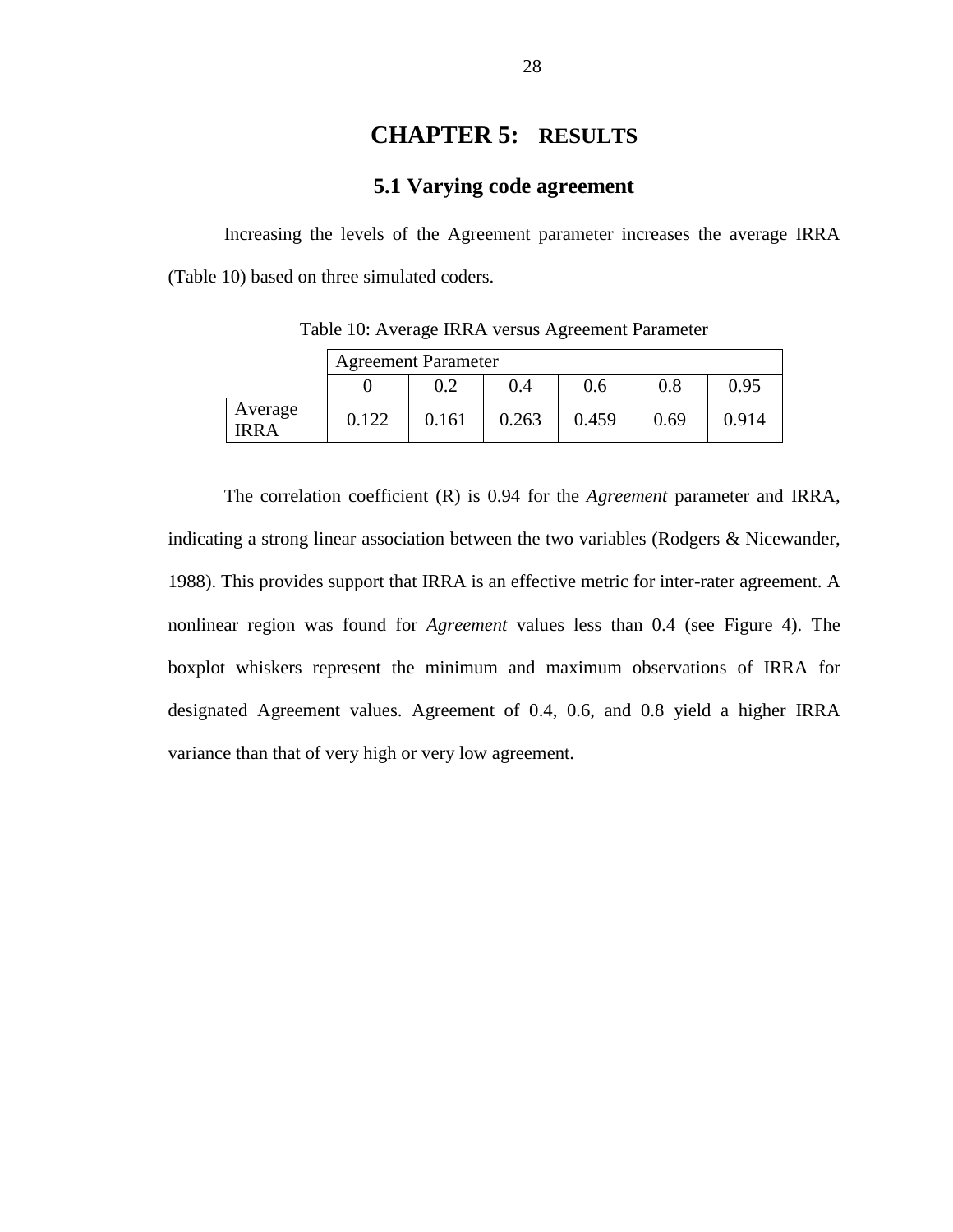# CHAPTER 5: RESULTS

## 5.1 Varying code agreement

Increasing the levels of the Agreement parameter increases the average IRRA (Table 10) based on three simulated coders.

Table 10: Average IRRA versus Agreement Parameter

| | Agreement Parameter | | | | | |
|---|---|---|---|---|---|---|
| | 0 | 0.2 | 0.4 | 0.6 | 0.8 | 0.95 |
| Average IRRA | 0.122 | 0.161 | 0.263 | 0.459 | 0.69 | 0.914 |

The correlation coefficient (R) is 0.94 for the *Agreement* parameter and IRRA, indicating a strong linear association between the two variables (Rodgers & Nicewander, 1988). This provides support that IRRA is an effective metric for inter-rater agreement. A nonlinear region was found for *Agreement* values less than 0.4 (see Figure 4). The boxplot whiskers represent the minimum and maximum observations of IRRA for designated Agreement values. Agreement of 0.4, 0.6, and 0.8 yield a higher IRRA variance than that of very high or very low agreement.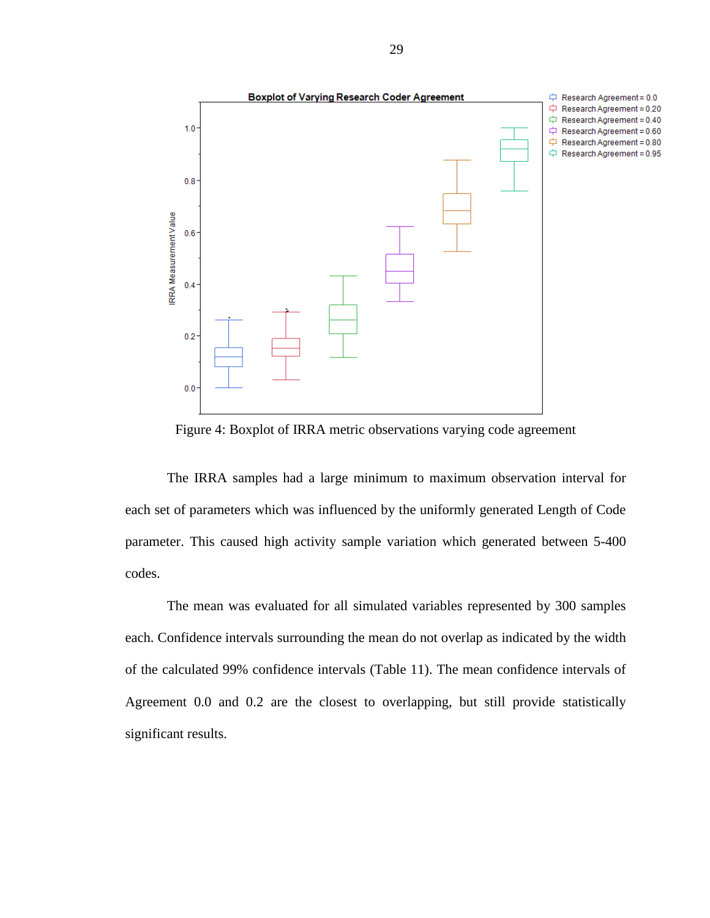Figure 4: Boxplot of IRRA metric observations varying code agreement

The IRRA samples had a large minimum to maximum observation interval for each set of parameters which was influenced by the uniformly generated Length of Code parameter. This caused high activity sample variation which generated between 5-400 codes.

The mean was evaluated for all simulated variables represented by 300 samples each. Confidence intervals surrounding the mean do not overlap as indicated by the width of the calculated 99% confidence intervals (Table 11). The mean confidence intervals of Agreement 0.0 and 0.2 are the closest to overlapping, but still provide statistically significant results.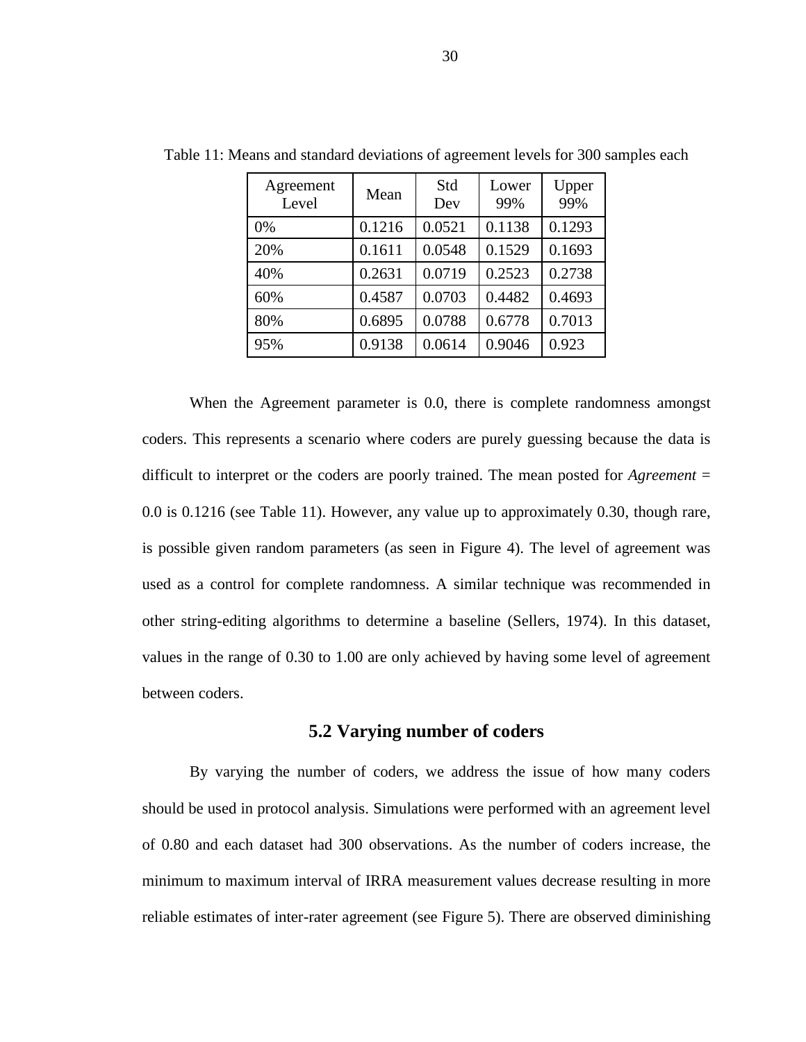Table 11: Means and standard deviations of agreement levels for 300 samples each

| Agreement Level | Mean | Std Dev | Lower 99% | Upper 99% |
|---|---|---|---|---|
| 0% | 0.1216 | 0.0521 | 0.1138 | 0.1293 |
| 20% | 0.1611 | 0.0548 | 0.1529 | 0.1693 |
| 40% | 0.2631 | 0.0719 | 0.2523 | 0.2738 |
| 60% | 0.4587 | 0.0703 | 0.4482 | 0.4693 |
| 80% | 0.6895 | 0.0788 | 0.6778 | 0.7013 |
| 95% | 0.9138 | 0.0614 | 0.9046 | 0.923 |

When the Agreement parameter is 0.0, there is complete randomness amongst coders. This represents a scenario where coders are purely guessing because the data is difficult to interpret or the coders are poorly trained. The mean posted for *Agreement* = 0.0 is 0.1216 (see Table 11). However, any value up to approximately 0.30, though rare, is possible given random parameters (as seen in Figure 4). The level of agreement was used as a control for complete randomness. A similar technique was recommended in other string-editing algorithms to determine a baseline (Sellers, 1974). In this dataset, values in the range of 0.30 to 1.00 are only achieved by having some level of agreement between coders.

## 5.2 Varying number of coders

By varying the number of coders, we address the issue of how many coders should be used in protocol analysis. Simulations were performed with an agreement level of 0.80 and each dataset had 300 observations. As the number of coders increase, the minimum to maximum interval of IRRA measurement values decrease resulting in more reliable estimates of inter-rater agreement (see Figure 5). There are observed diminishing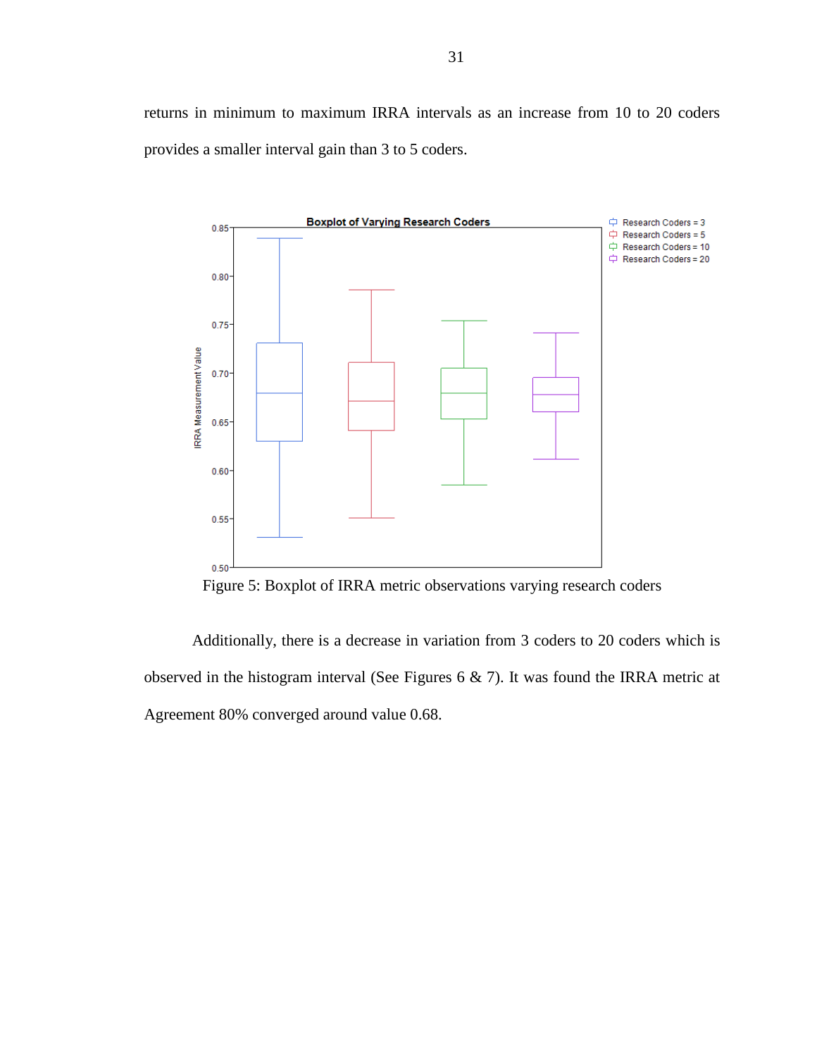returns in minimum to maximum IRRA intervals as an increase from 10 to 20 coders provides a smaller interval gain than 3 to 5 coders.

Figure 5: Boxplot of IRRA metric observations varying research coders

Additionally, there is a decrease in variation from 3 coders to 20 coders which is observed in the histogram interval (See Figures 6 & 7). It was found the IRRA metric at Agreement 80% converged around value 0.68.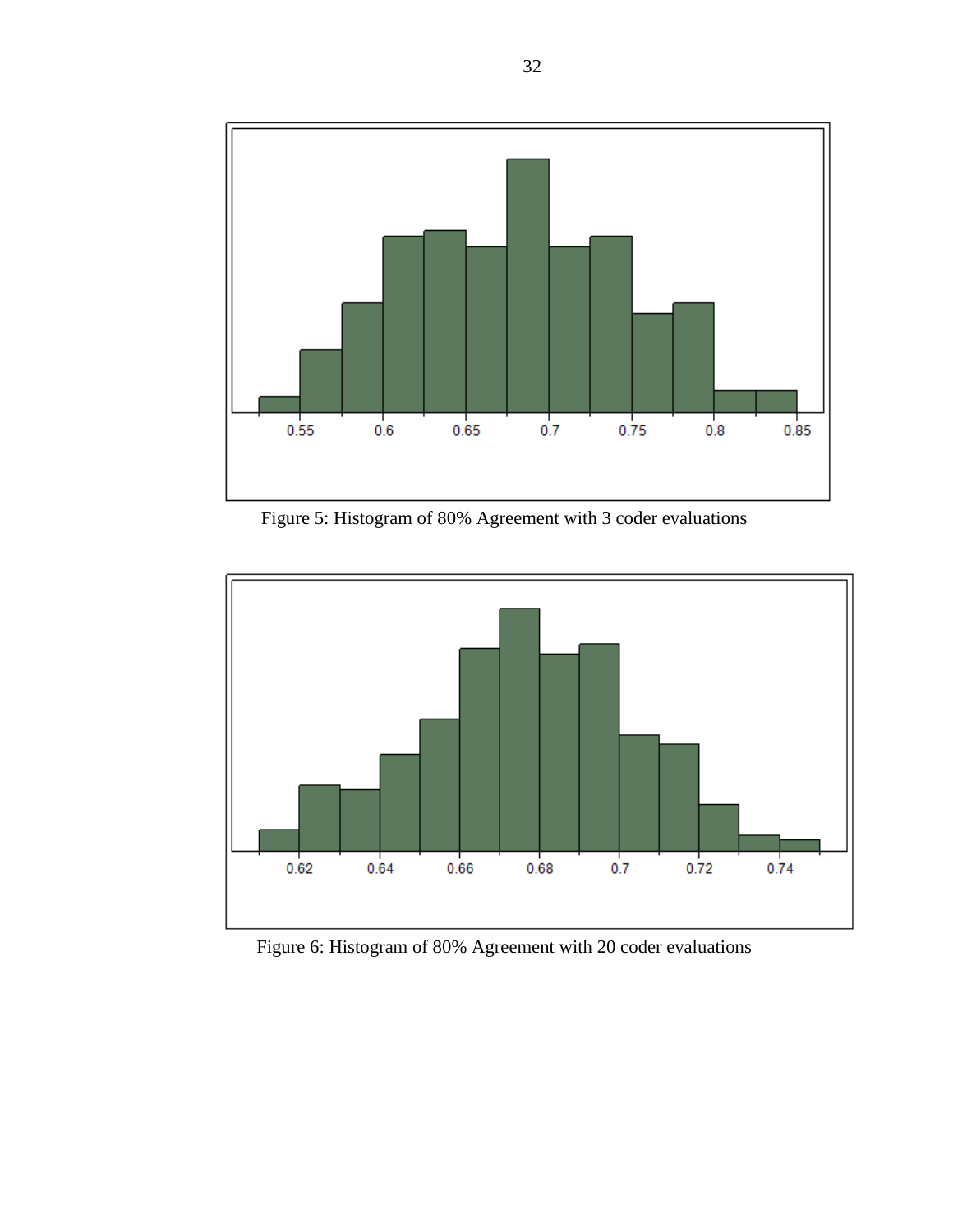Figure 5: Histogram of 80% Agreement with 3 coder evaluations

Figure 6: Histogram of 80% Agreement with 20 coder evaluations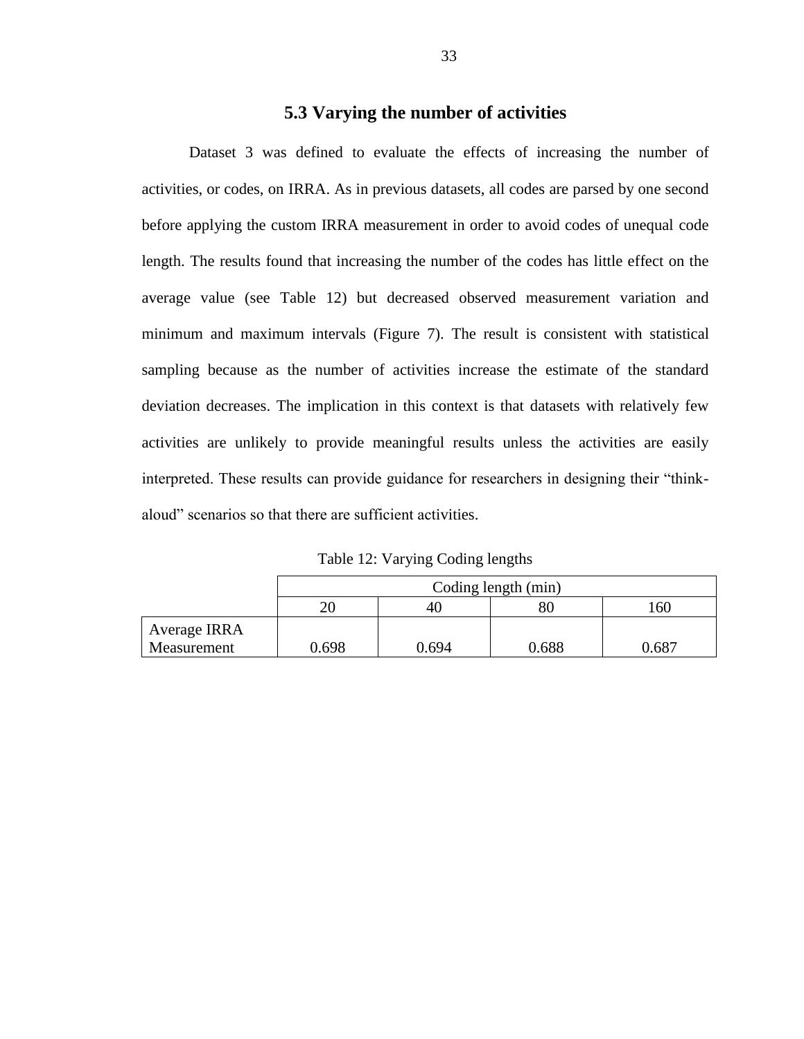## 5.3 Varying the number of activities

Dataset 3 was defined to evaluate the effects of increasing the number of activities, or codes, on IRRA. As in previous datasets, all codes are parsed by one second before applying the custom IRRA measurement in order to avoid codes of unequal code length. The results found that increasing the number of the codes has little effect on the average value (see Table 12) but decreased observed measurement variation and minimum and maximum intervals (Figure 7). The result is consistent with statistical sampling because as the number of activities increase the estimate of the standard deviation decreases. The implication in this context is that datasets with relatively few activities are unlikely to provide meaningful results unless the activities are easily interpreted. These results can provide guidance for researchers in designing their "think-aloud" scenarios so that there are sufficient activities.

Table 12: Varying Coding lengths

| | Coding length (min) | | | |
|---|---|---|---|---|
| | 20 | 40 | 80 | 160 |
| Average IRRA Measurement | 0.698 | 0.694 | 0.688 | 0.687 |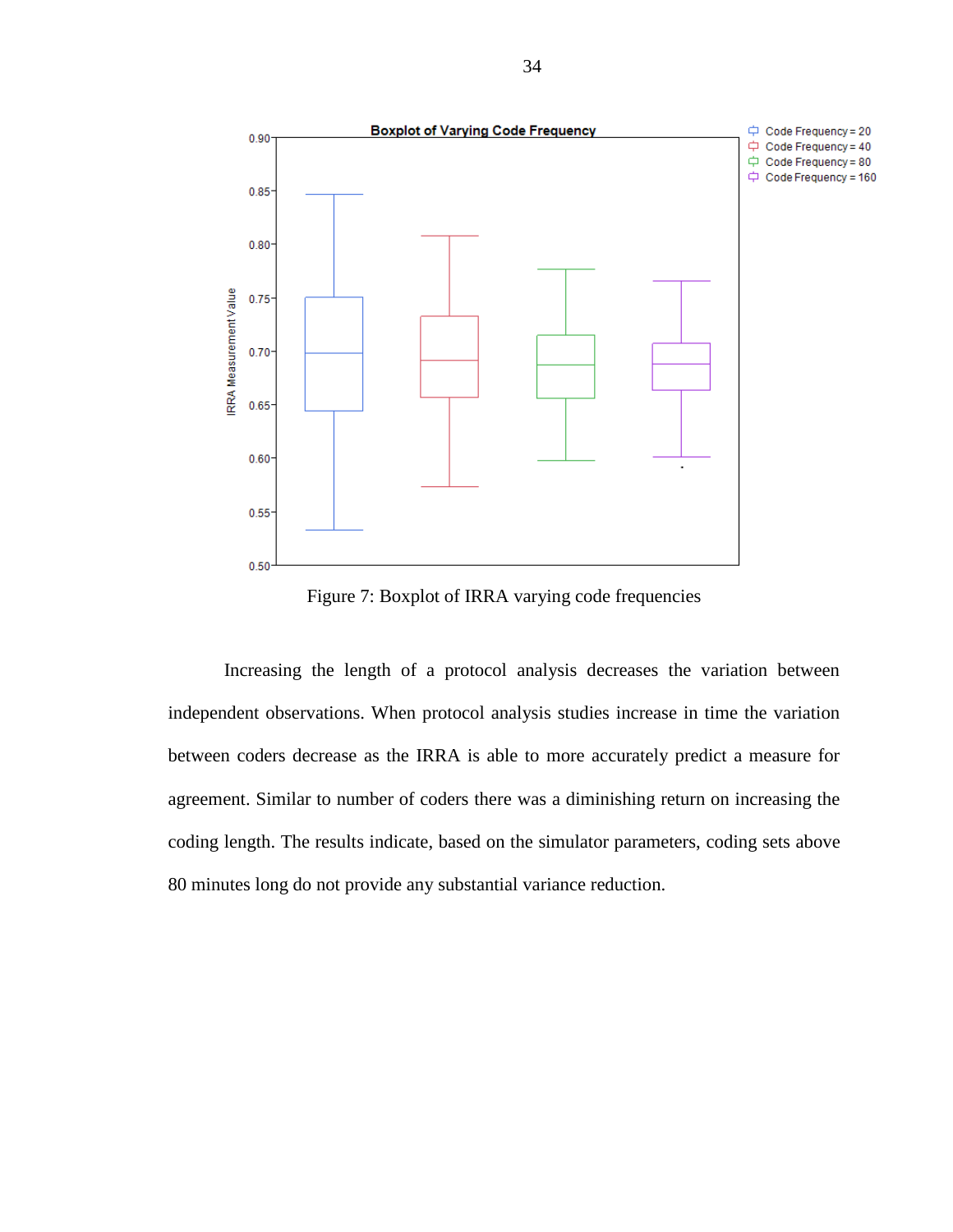Figure 7: Boxplot of IRRA varying code frequencies

Increasing the length of a protocol analysis decreases the variation between independent observations. When protocol analysis studies increase in time the variation between coders decrease as the IRRA is able to more accurately predict a measure for agreement. Similar to number of coders there was a diminishing return on increasing the coding length. The results indicate, based on the simulator parameters, coding sets above 80 minutes long do not provide any substantial variance reduction.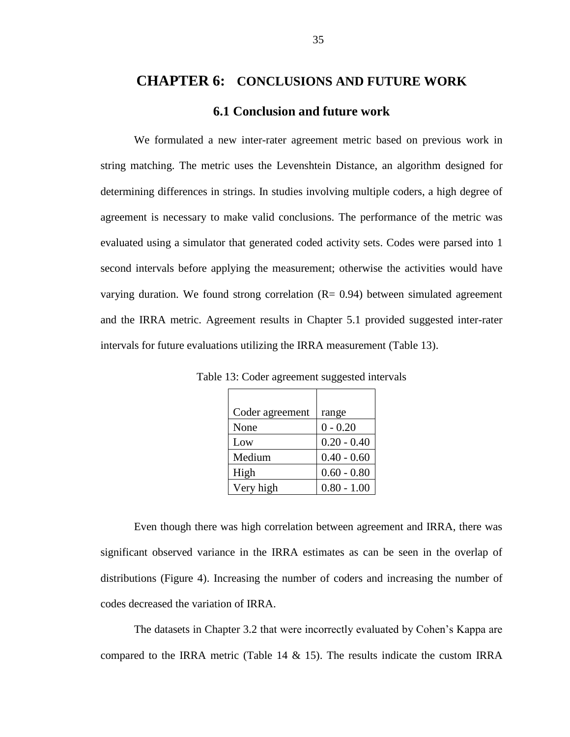# CHAPTER 6: CONCLUSIONS AND FUTURE WORK

## 6.1 Conclusion and future work

We formulated a new inter-rater agreement metric based on previous work in string matching. The metric uses the Levenshtein Distance, an algorithm designed for determining differences in strings. In studies involving multiple coders, a high degree of agreement is necessary to make valid conclusions. The performance of the metric was evaluated using a simulator that generated coded activity sets. Codes were parsed into 1 second intervals before applying the measurement; otherwise the activities would have varying duration. We found strong correlation ($R= 0.94$) between simulated agreement and the IRRA metric. Agreement results in Chapter 5.1 provided suggested inter-rater intervals for future evaluations utilizing the IRRA measurement (Table 13).

Table 13: Coder agreement suggested intervals

| Coder agreement | range |
|---|---|
| None | 0 - 0.20 |
| Low | 0.20 - 0.40 |
| Medium | 0.40 - 0.60 |
| High | 0.60 - 0.80 |
| Very high | 0.80 - 1.00 |

Even though there was high correlation between agreement and IRRA, there was significant observed variance in the IRRA estimates as can be seen in the overlap of distributions (Figure 4). Increasing the number of coders and increasing the number of codes decreased the variation of IRRA.

The datasets in Chapter 3.2 that were incorrectly evaluated by Cohen's Kappa are compared to the IRRA metric (Table 14 & 15). The results indicate the custom IRRA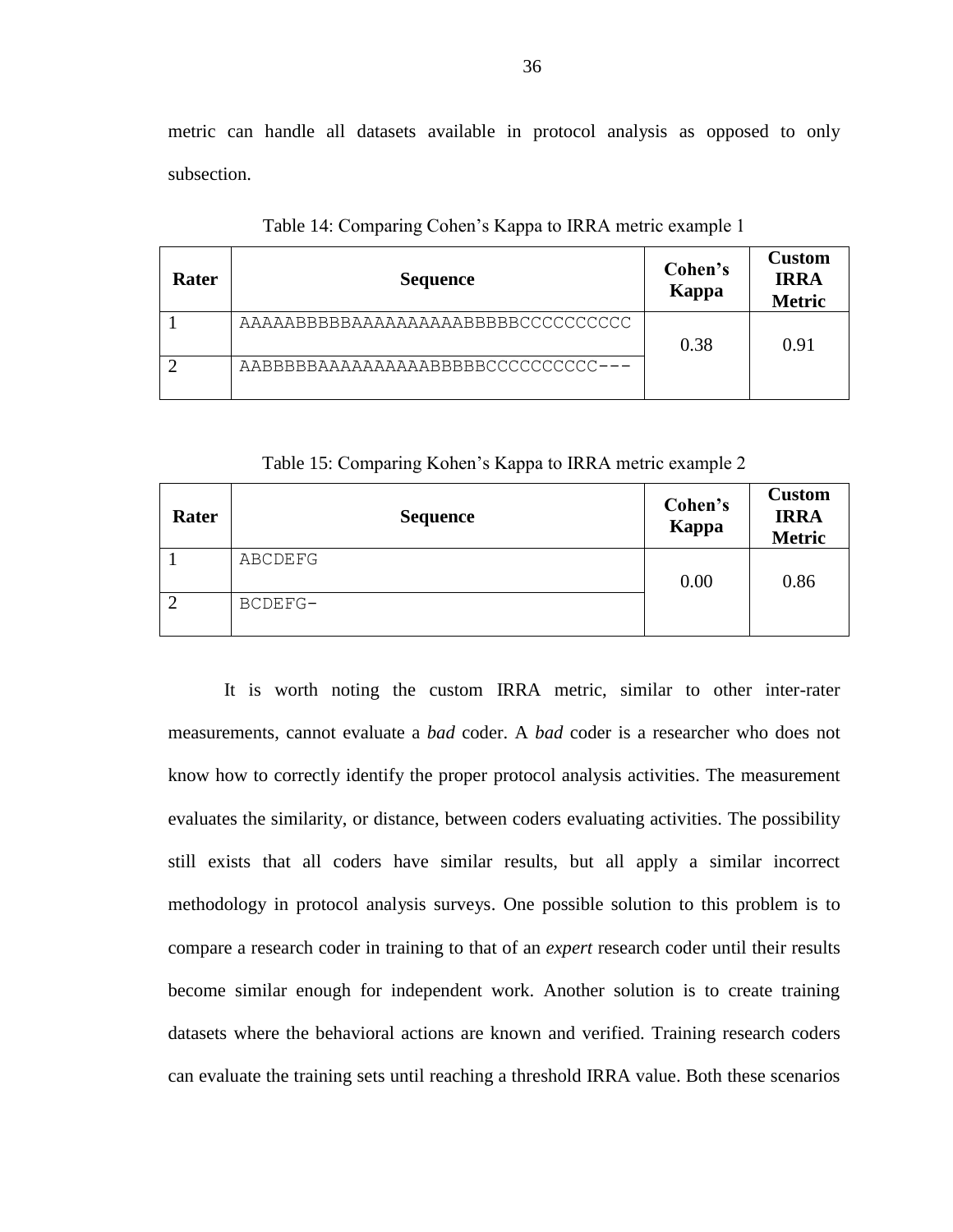metric can handle all datasets available in protocol analysis as opposed to only subsection.

Table 14: Comparing Cohen's Kappa to IRRA metric example 1

| Rater | Sequence | Cohen's Kappa | Custom IRRA Metric |
|---|---|---|---|
| 1 | AAAAABBBBBAAAAAAAAAABBBBBCCCCCCCCCC | 0.38 | 0.91 |
| 2 | AABBBBBAAAAAAAAAAABBBBBCCCCCCCCCC--- | | |

Table 15: Comparing Kohen's Kappa to IRRA metric example 2

| Rater | Sequence | Cohen's Kappa | Custom IRRA Metric |
|---|---|---|---|
| 1 | ABCDEFG | 0.00 | 0.86 |
| 2 | BCDEFG- | | |

It is worth noting the custom IRRA metric, similar to other inter-rater measurements, cannot evaluate a *bad* coder. A *bad* coder is a researcher who does not know how to correctly identify the proper protocol analysis activities. The measurement evaluates the similarity, or distance, between coders evaluating activities. The possibility still exists that all coders have similar results, but all apply a similar incorrect methodology in protocol analysis surveys. One possible solution to this problem is to compare a research coder in training to that of an *expert* research coder until their results become similar enough for independent work. Another solution is to create training datasets where the behavioral actions are known and verified. Training research coders can evaluate the training sets until reaching a threshold IRRA value. Both these scenarios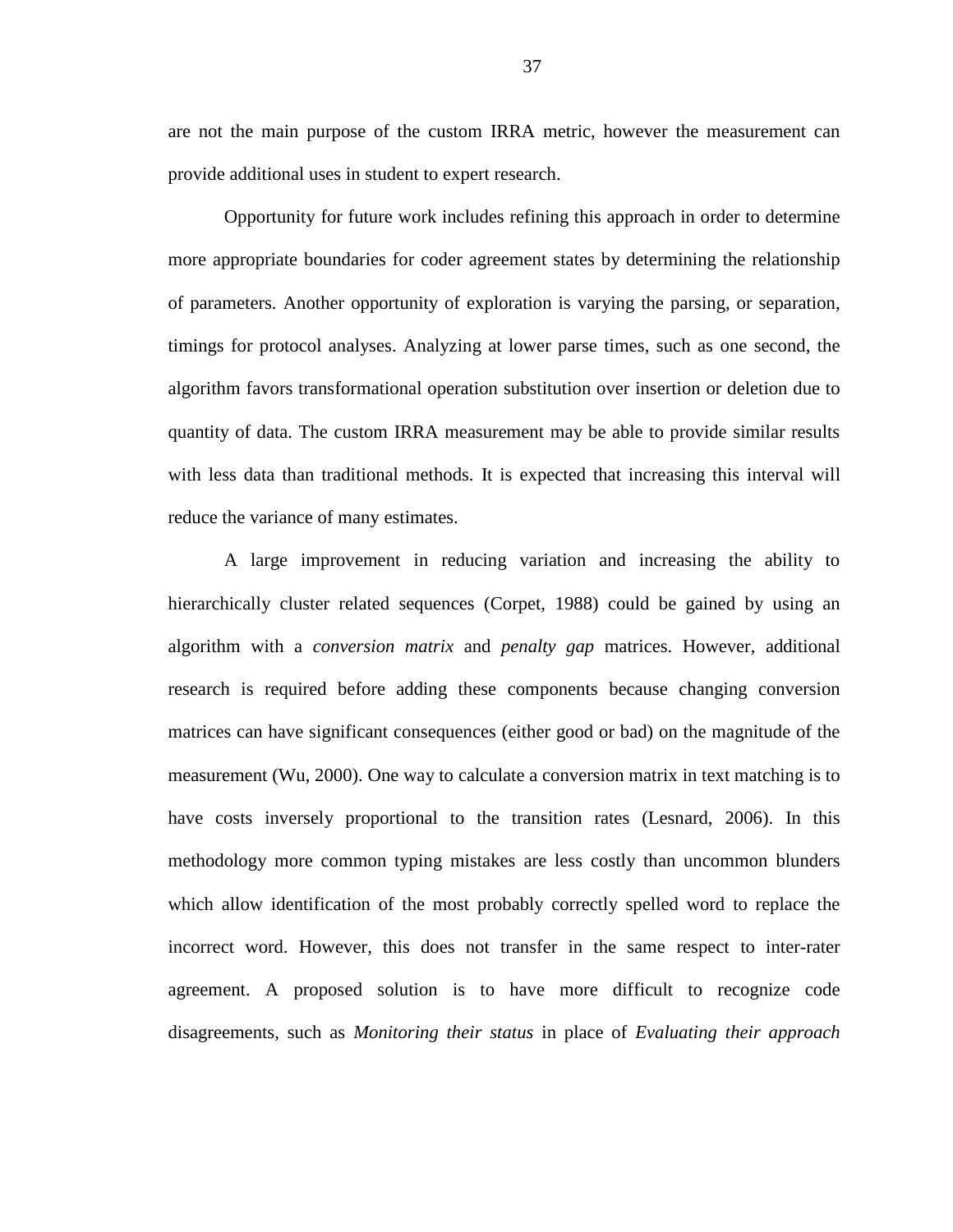are not the main purpose of the custom IRRA metric, however the measurement can provide additional uses in student to expert research.

Opportunity for future work includes refining this approach in order to determine more appropriate boundaries for coder agreement states by determining the relationship of parameters. Another opportunity of exploration is varying the parsing, or separation, timings for protocol analyses. Analyzing at lower parse times, such as one second, the algorithm favors transformational operation substitution over insertion or deletion due to quantity of data. The custom IRRA measurement may be able to provide similar results with less data than traditional methods. It is expected that increasing this interval will reduce the variance of many estimates.

A large improvement in reducing variation and increasing the ability to hierarchically cluster related sequences (Corpet, 1988) could be gained by using an algorithm with a *conversion matrix* and *penalty gap* matrices. However, additional research is required before adding these components because changing conversion matrices can have significant consequences (either good or bad) on the magnitude of the measurement (Wu, 2000). One way to calculate a conversion matrix in text matching is to have costs inversely proportional to the transition rates (Lesnard, 2006). In this methodology more common typing mistakes are less costly than uncommon blunders which allow identification of the most probably correctly spelled word to replace the incorrect word. However, this does not transfer in the same respect to inter-rater agreement. A proposed solution is to have more difficult to recognize code disagreements, such as *Monitoring their status* in place of *Evaluating their approach*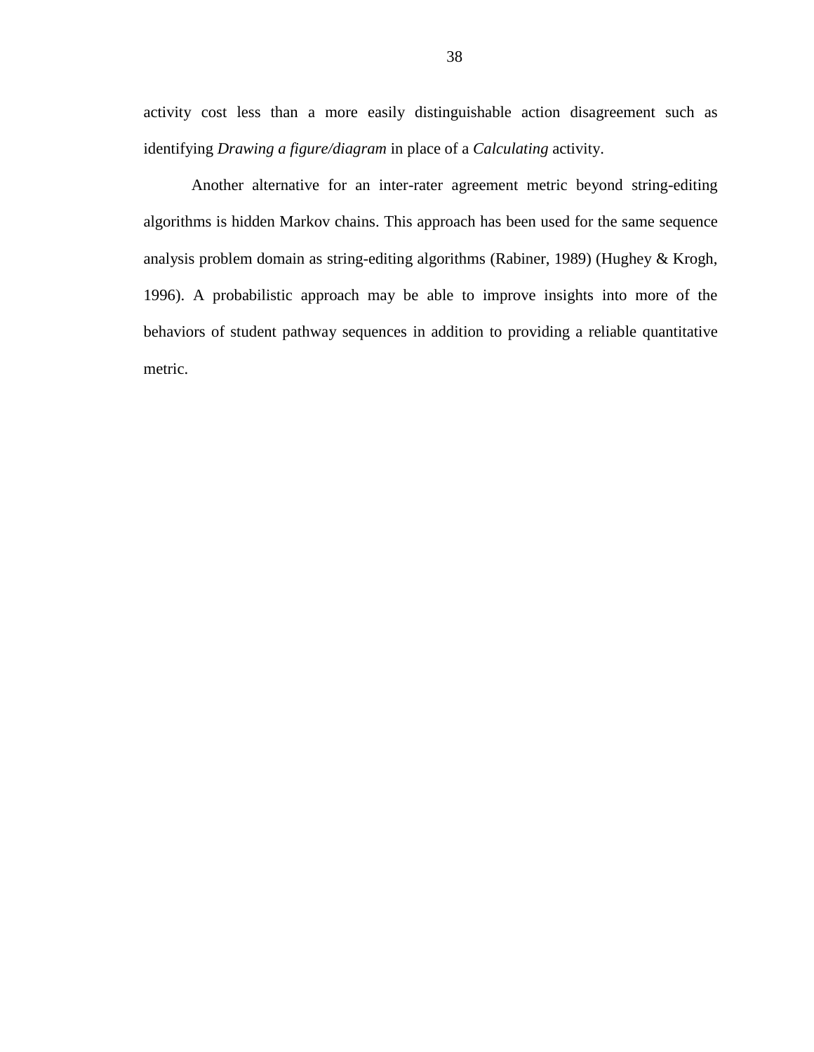activity cost less than a more easily distinguishable action disagreement such as identifying *Drawing a figure/diagram* in place of a *Calculating* activity.

Another alternative for an inter-rater agreement metric beyond string-editing algorithms is hidden Markov chains. This approach has been used for the same sequence analysis problem domain as string-editing algorithms (Rabiner, 1989) (Hughey & Krogh, 1996). A probabilistic approach may be able to improve insights into more of the behaviors of student pathway sequences in addition to providing a reliable quantitative metric.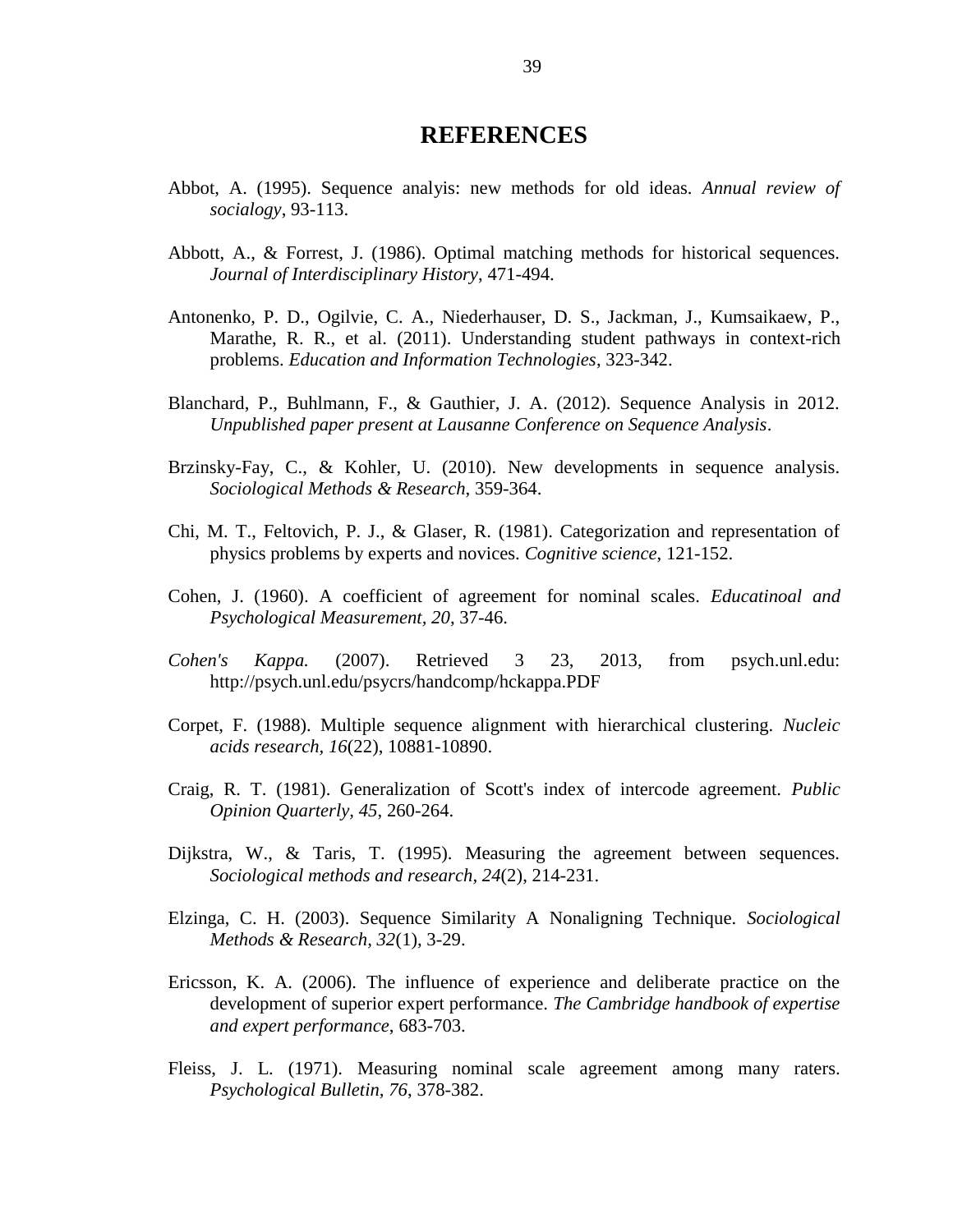# REFERENCES

Abbot, A. (1995). Sequence analyis: new methods for old ideas. *Annual review of socialogy*, 93-113.

Abbott, A., & Forrest, J. (1986). Optimal matching methods for historical sequences. *Journal of Interdisciplinary History*, 471-494.

Antonenko, P. D., Ogilvie, C. A., Niederhauser, D. S., Jackman, J., Kumsaikaew, P., Marathe, R. R., et al. (2011). Understanding student pathways in context-rich problems. *Education and Information Technologies*, 323-342.

Blanchard, P., Buhlmann, F., & Gauthier, J. A. (2012). Sequence Analysis in 2012. *Unpublished paper present at Lausanne Conference on Sequence Analysis*.

Brzinsky-Fay, C., & Kohler, U. (2010). New developments in sequence analysis. *Sociological Methods & Research*, 359-364.

Chi, M. T., Feltovich, P. J., & Glaser, R. (1981). Categorization and representation of physics problems by experts and novices. *Cognitive science*, 121-152.

Cohen, J. (1960). A coefficient of agreement for nominal scales. *Educatinoal and Psychological Measurement, 20*, 37-46.

*Cohen's Kappa.* (2007). Retrieved 3 23, 2013, from psych.unl.edu: http://psych.unl.edu/psycrs/handcomp/hckappa.PDF

Corpet, F. (1988). Multiple sequence alignment with hierarchical clustering. *Nucleic acids research, 16*(22), 10881-10890.

Craig, R. T. (1981). Generalization of Scott's index of intercode agreement. *Public Opinion Quarterly, 45*, 260-264.

Dijkstra, W., & Taris, T. (1995). Measuring the agreement between sequences. *Sociological methods and research, 24*(2), 214-231.

Elzinga, C. H. (2003). Sequence Similarity A Nonaligning Technique. *Sociological Methods & Research, 32*(1), 3-29.

Ericsson, K. A. (2006). The influence of experience and deliberate practice on the development of superior expert performance. *The Cambridge handbook of expertise and expert performance*, 683-703.

Fleiss, J. L. (1971). Measuring nominal scale agreement among many raters. *Psychological Bulletin, 76*, 378-382.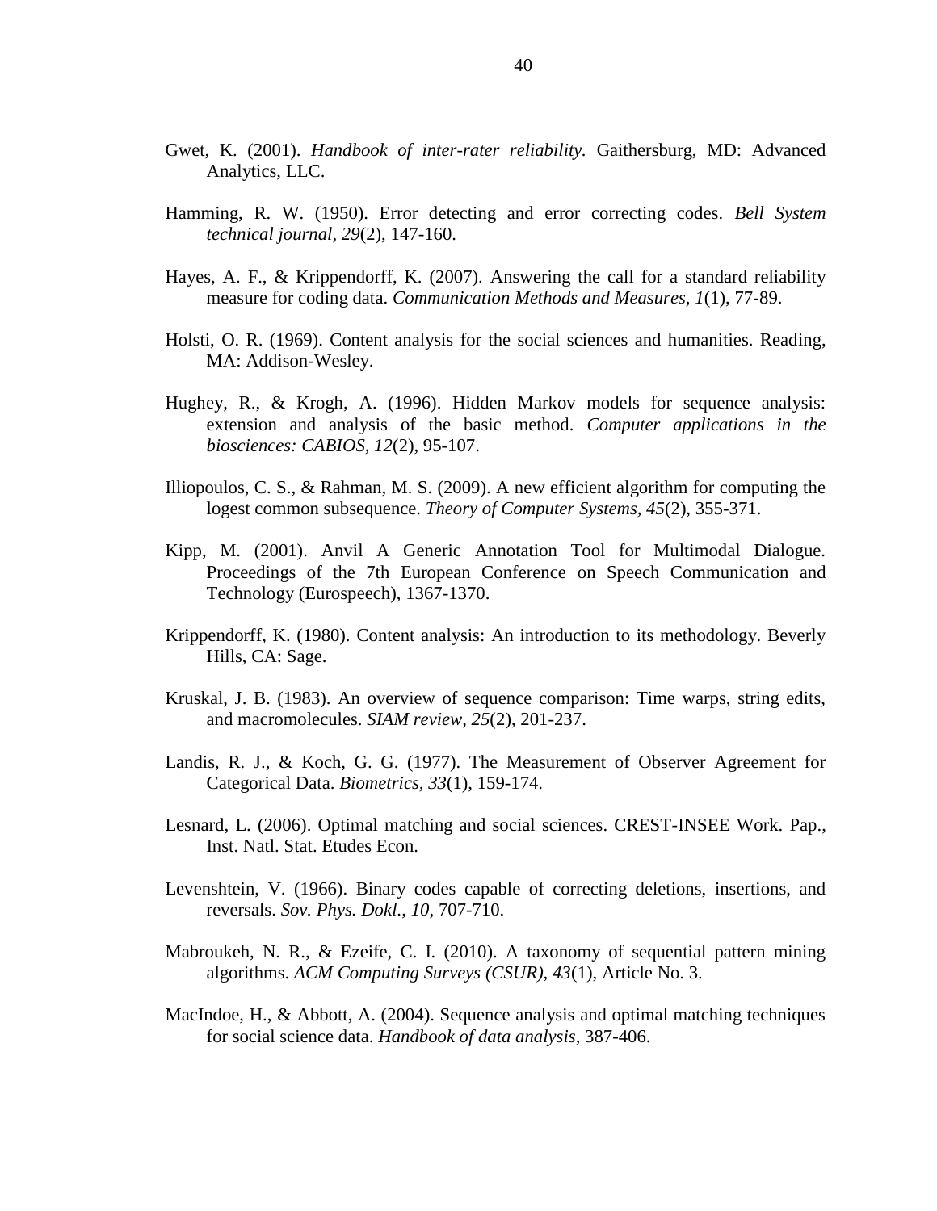Gwet, K. (2001). *Handbook of inter-rater reliability*. Gaithersburg, MD: Advanced Analytics, LLC.

Hamming, R. W. (1950). Error detecting and error correcting codes. *Bell System technical journal, 29*(2), 147-160.

Hayes, A. F., & Krippendorff, K. (2007). Answering the call for a standard reliability measure for coding data. *Communication Methods and Measures, 1*(1), 77-89.

Holsti, O. R. (1969). Content analysis for the social sciences and humanities. Reading, MA: Addison-Wesley.

Hughey, R., & Krogh, A. (1996). Hidden Markov models for sequence analysis: extension and analysis of the basic method. *Computer applications in the biosciences: CABIOS, 12*(2), 95-107.

Illiopoulos, C. S., & Rahman, M. S. (2009). A new efficient algorithm for computing the logest common subsequence. *Theory of Computer Systems*, *45*(2), 355-371.

Kipp, M. (2001). Anvil A Generic Annotation Tool for Multimodal Dialogue. Proceedings of the 7th European Conference on Speech Communication and Technology (Eurospeech), 1367-1370.

Krippendorff, K. (1980). Content analysis: An introduction to its methodology. Beverly Hills, CA: Sage.

Kruskal, J. B. (1983). An overview of sequence comparison: Time warps, string edits, and macromolecules. *SIAM review*, *25*(2), 201-237.

Landis, R. J., & Koch, G. G. (1977). The Measurement of Observer Agreement for Categorical Data. *Biometrics*, *33*(1), 159-174.

Lesnard, L. (2006). Optimal matching and social sciences. CREST-INSEE Work. Pap., Inst. Natl. Stat. Etudes Econ.

Levenshtein, V. (1966). Binary codes capable of correcting deletions, insertions, and reversals. *Sov. Phys. Dokl., 10*, 707-710.

Mabroukeh, N. R., & Ezeife, C. I. (2010). A taxonomy of sequential pattern mining algorithms. *ACM Computing Surveys (CSUR), 43*(1), Article No. 3.

MacIndoe, H., & Abbott, A. (2004). Sequence analysis and optimal matching techniques for social science data. *Handbook of data analysis*, 387-406.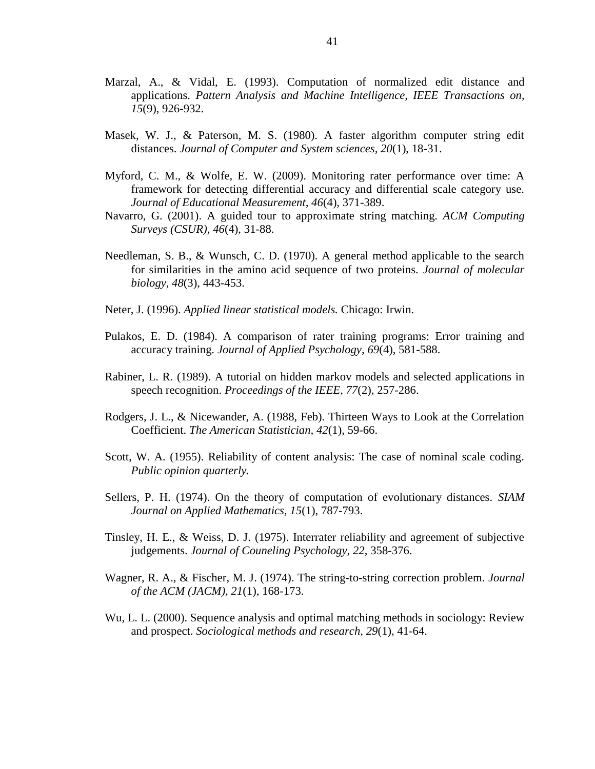Marzal, A., & Vidal, E. (1993). Computation of normalized edit distance and applications. *Pattern Analysis and Machine Intelligence, IEEE Transactions on, 15*(9), 926-932.

Masek, W. J., & Paterson, M. S. (1980). A faster algorithm computer string edit distances. *Journal of Computer and System sciences, 20*(1), 18-31.

Myford, C. M., & Wolfe, E. W. (2009). Monitoring rater performance over time: A framework for detecting differential accuracy and differential scale category use. *Journal of Educational Measurement, 46*(4), 371-389.

Navarro, G. (2001). A guided tour to approximate string matching. *ACM Computing Surveys (CSUR), 46*(4), 31-88.

Needleman, S. B., & Wunsch, C. D. (1970). A general method applicable to the search for similarities in the amino acid sequence of two proteins. *Journal of molecular biology, 48*(3), 443-453.

Neter, J. (1996). *Applied linear statistical models.* Chicago: Irwin.

Pulakos, E. D. (1984). A comparison of rater training programs: Error training and accuracy training. *Journal of Applied Psychology, 69*(4), 581-588.

Rabiner, L. R. (1989). A tutorial on hidden markov models and selected applications in speech recognition. *Proceedings of the IEEE, 77*(2), 257-286.

Rodgers, J. L., & Nicewander, A. (1988, Feb). Thirteen Ways to Look at the Correlation Coefficient. *The American Statistician, 42*(1), 59-66.

Scott, W. A. (1955). Reliability of content analysis: The case of nominal scale coding. *Public opinion quarterly.*

Sellers, P. H. (1974). On the theory of computation of evolutionary distances. *SIAM Journal on Applied Mathematics, 15*(1), 787-793.

Tinsley, H. E., & Weiss, D. J. (1975). Interrater reliability and agreement of subjective judgements. *Journal of Couneling Psychology, 22*, 358-376.

Wagner, R. A., & Fischer, M. J. (1974). The string-to-string correction problem. *Journal of the ACM (JACM), 21*(1), 168-173.

Wu, L. L. (2000). Sequence analysis and optimal matching methods in sociology: Review and prospect. *Sociological methods and research, 29*(1), 41-64.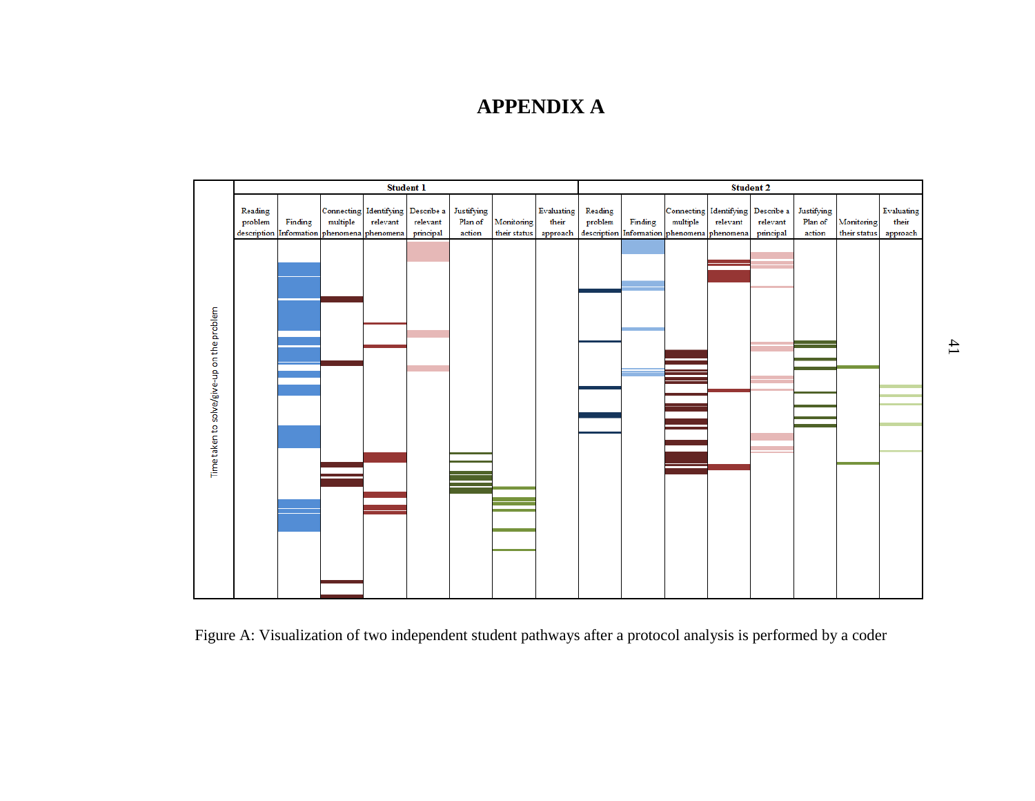# APPENDIX A

| | Student 1 | | | | | | | | Student 2 | | | | | | | |
|---|---|---|---|---|---|---|---|---|---|---|---|---|---|---|---|---|
| Time taken to solve/give-up on the problem | Reading problem description | Finding Information | Connecting multiple phenomena | Identifying relevant phenomena | Describe a relevant principal | Justifying Plan of action | Monitoring their status | Evaluating their approach | Reading problem description | Finding Information | Connecting multiple phenomena | Identifying relevant phenomena | Describe a relevant principal | Justifying Plan of action | Monitoring their status | Evaluating their approach |

Figure A: Visualization of two independent student pathways after a protocol analysis is performed by a coder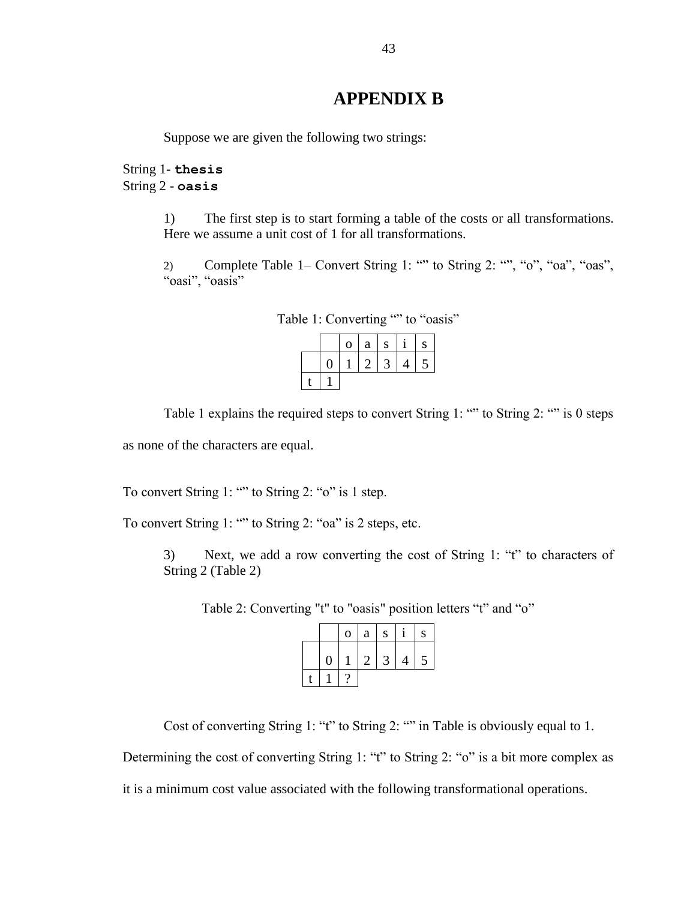# APPENDIX B

Suppose we are given the following two strings:

String 1- **`thesis`**  
String 2 - **`oasis`**

1) The first step is to start forming a table of the costs or all transformations. Here we assume a unit cost of 1 for all transformations.

2) Complete Table 1– Convert String 1: “” to String 2: “”, “o”, “oa”, “oas”, “oasi”, “oasis”

Table 1: Converting “” to “oasis”

| | | o | a | s | i | s |
|---|---|---|---|---|---|---|
| | 0 | 1 | 2 | 3 | 4 | 5 |
| t | 1 | | | | | |

Table 1 explains the required steps to convert String 1: “” to String 2: “” is 0 steps as none of the characters are equal.

To convert String 1: “” to String 2: “o” is 1 step.

To convert String 1: “” to String 2: “oa” is 2 steps, etc.

3) Next, we add a row converting the cost of String 1: “t” to characters of String 2 (Table 2)

Table 2: Converting "t" to "oasis" position letters “t” and “o”

| | | o | a | s | i | s |
|---|---|---|---|---|---|---|
| | 0 | 1 | 2 | 3 | 4 | 5 |
| t | 1 | ? | | | | |

Cost of converting String 1: “t” to String 2: “” in Table is obviously equal to 1. Determining the cost of converting String 1: “t” to String 2: “o” is a bit more complex as it is a minimum cost value associated with the following transformational operations.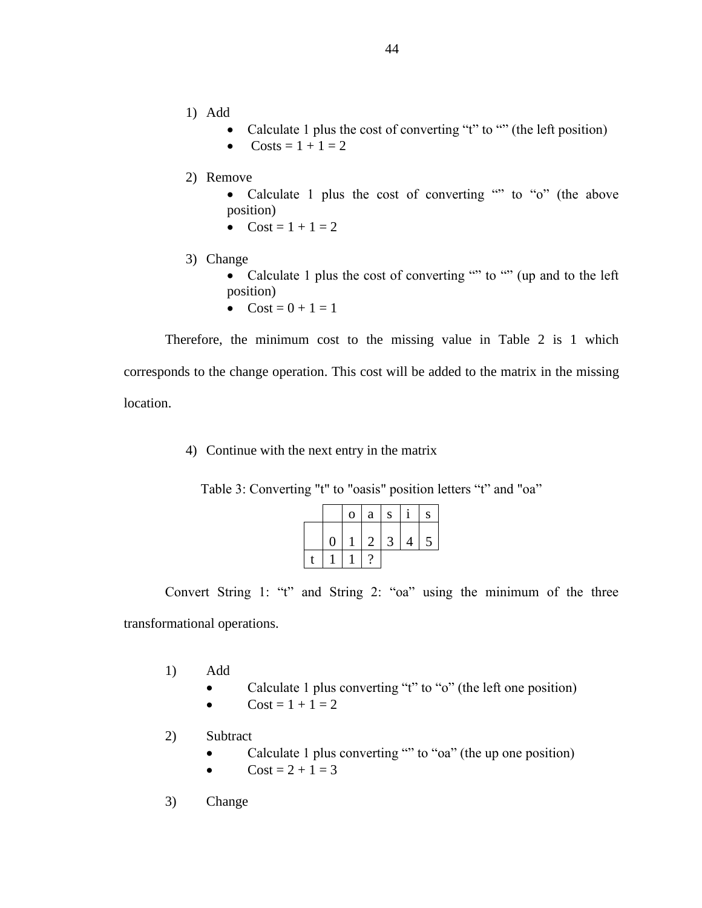1) Add
    - Calculate 1 plus the cost of converting “t” to “” (the left position)
    - Costs = 1 + 1 = 2

2) Remove
    - Calculate 1 plus the cost of converting “” to “o” (the above position)
    - Cost = 1 + 1 = 2

3) Change
    - Calculate 1 plus the cost of converting “” to “” (up and to the left position)
    - Cost = 0 + 1 = 1

Therefore, the minimum cost to the missing value in Table 2 is 1 which corresponds to the change operation. This cost will be added to the matrix in the missing location.

4) Continue with the next entry in the matrix

Table 3: Converting "t" to "oasis" position letters “t” and "oa”

| | | o | a | s | i | s |
|---|---|---|---|---|---|---|
| | 0 | 1 | 2 | 3 | 4 | 5 |
| t | 1 | 1 | ? | | | |

Convert String 1: “t” and String 2: “oa” using the minimum of the three transformational operations.

1) Add
    - Calculate 1 plus converting “t” to “o” (the left one position)
    - Cost = 1 + 1 = 2

2) Subtract
    - Calculate 1 plus converting “” to “oa” (the up one position)
    - Cost = 2 + 1 = 3

3) Change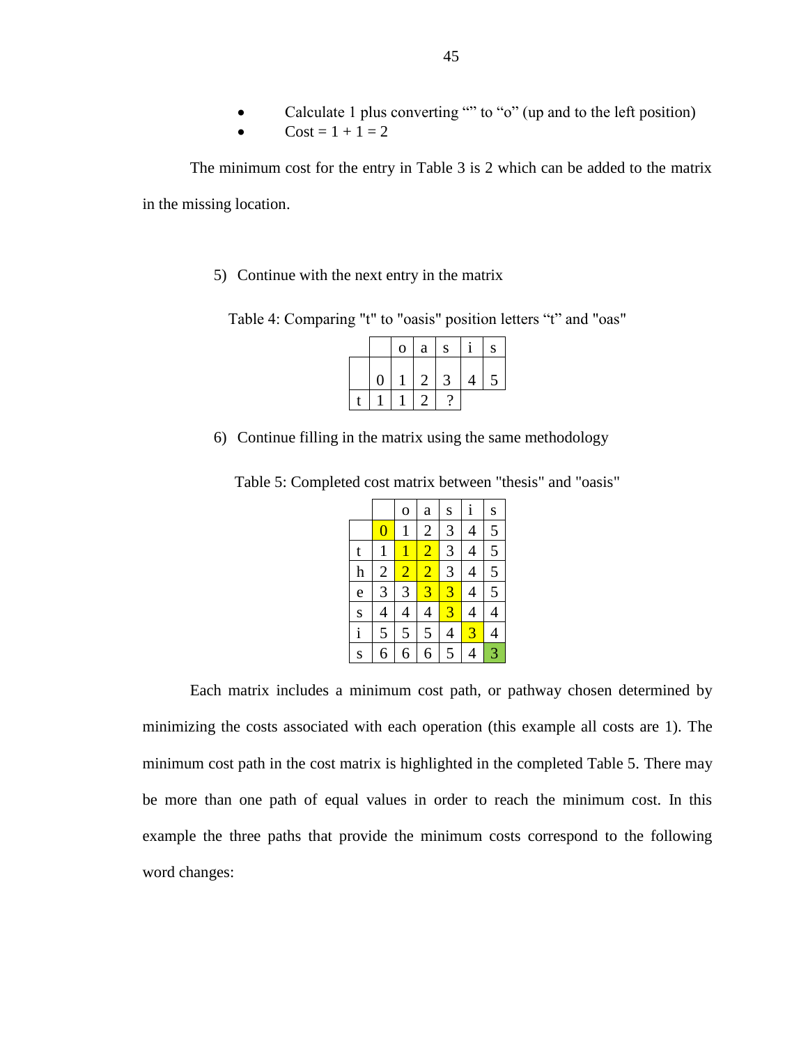- Calculate 1 plus converting "" to "o" (up and to the left position)
- Cost = 1 + 1 = 2

The minimum cost for the entry in Table 3 is 2 which can be added to the matrix in the missing location.

5) Continue with the next entry in the matrix

Table 4: Comparing "t" to "oasis" position letters "t" and "oas"

| | | o | a | s | i | s |
|---|---|---|---|---|---|---|
| | 0 | 1 | 2 | 3 | 4 | 5 |
| t | 1 | 1 | 2 | ? | | |

6) Continue filling in the matrix using the same methodology

Table 5: Completed cost matrix between "thesis" and "oasis"

| | | o | a | s | i | s |
|---|---|---|---|---|---|---|
| | 0 | 1 | 2 | 3 | 4 | 5 |
| t | 1 | 1 | 2 | 3 | 4 | 5 |
| h | 2 | 2 | 2 | 3 | 4 | 5 |
| e | 3 | 3 | 3 | 3 | 4 | 5 |
| s | 4 | 4 | 4 | 3 | 4 | 4 |
| i | 5 | 5 | 5 | 4 | 3 | 4 |
| s | 6 | 6 | 6 | 5 | 4 | 3 |

Each matrix includes a minimum cost path, or pathway chosen determined by minimizing the costs associated with each operation (this example all costs are 1). The minimum cost path in the cost matrix is highlighted in the completed Table 5. There may be more than one path of equal values in order to reach the minimum cost. In this example the three paths that provide the minimum costs correspond to the following word changes: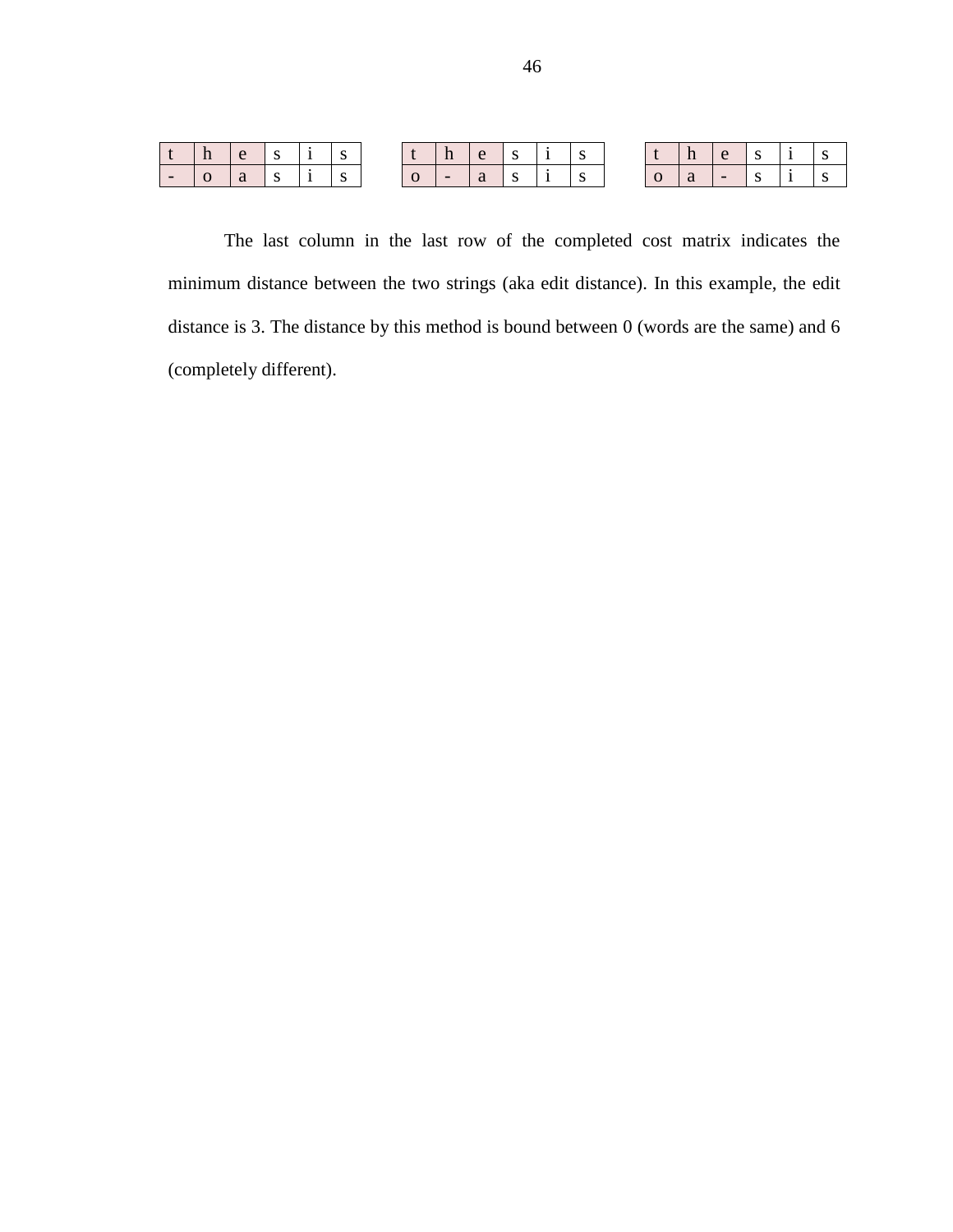| | | | | | |
|---|---|---|---|---|---|
| t | h | e | s | i | s |
| - | o | a | s | i | s |

| | | | | | |
|---|---|---|---|---|---|
| t | h | e | s | i | s |
| o | - | a | s | i | s |

| | | | | | |
|---|---|---|---|---|---|
| t | h | e | s | i | s |
| o | a | - | s | i | s |

The last column in the last row of the completed cost matrix indicates the minimum distance between the two strings (aka edit distance). In this example, the edit distance is 3. The distance by this method is bound between 0 (words are the same) and 6 (completely different).